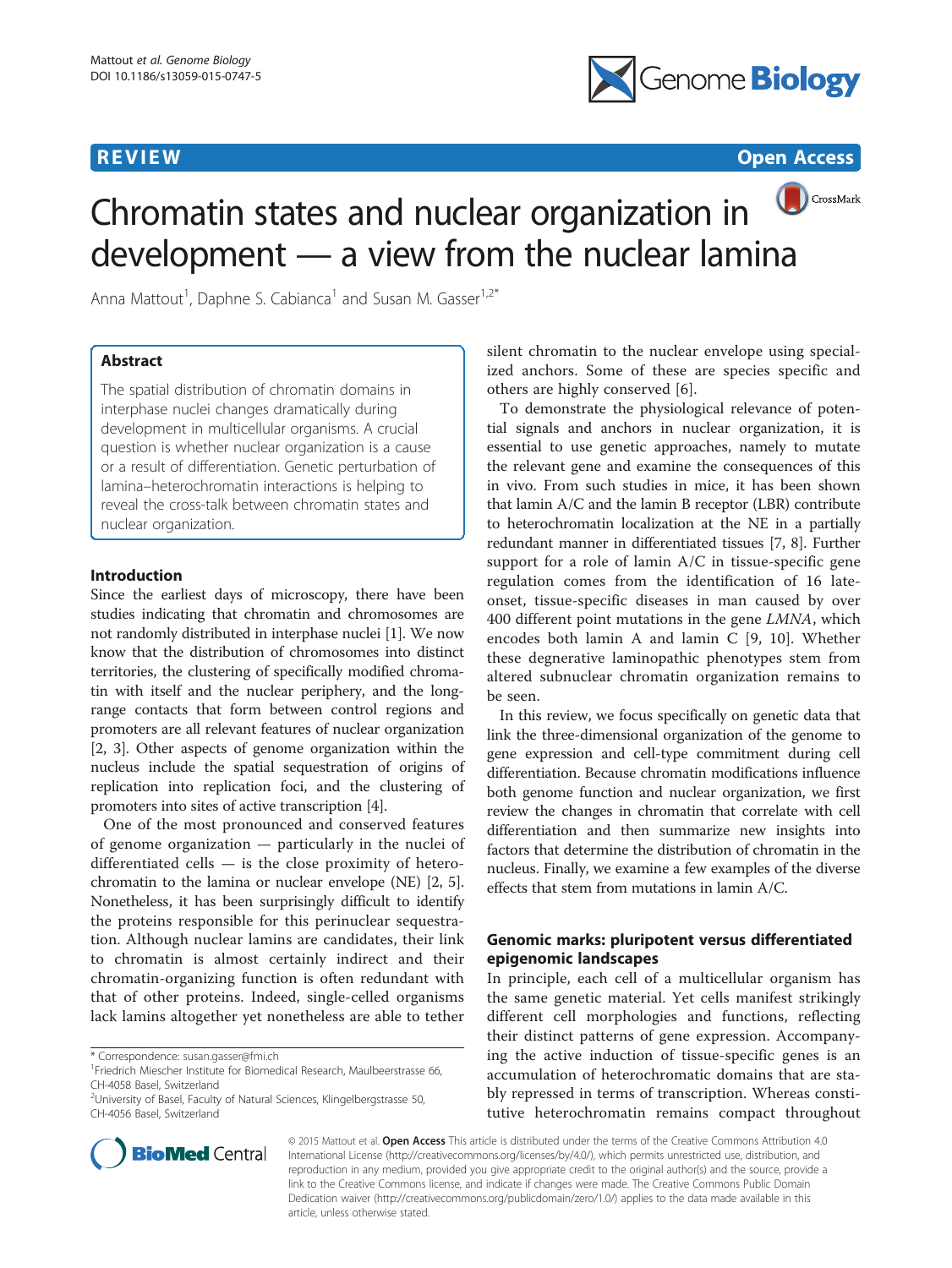REVIEW Open Access

# Chromatin states and nuclear organization in development — a view from the nuclear lamina

Anna Mattout[1], Daphne S. Cabianca[1] and Susan M. Gasser[1,2*]

## Abstract

The spatial distribution of chromatin domains in interphase nuclei changes dramatically during development in multicellular organisms. A crucial question is whether nuclear organization is a cause or a result of differentiation. Genetic perturbation of lamina–heterochromatin interactions is helping to reveal the cross-talk between chromatin states and nuclear organization.

## Introduction

Since the earliest days of microscopy, there have been studies indicating that chromatin and chromosomes are not randomly distributed in interphase nuclei [1]. We now know that the distribution of chromosomes into distinct territories, the clustering of specifically modified chromatin with itself and the nuclear periphery, and the long-range contacts that form between control regions and promoters are all relevant features of nuclear organization [2, 3]. Other aspects of genome organization within the nucleus include the spatial sequestration of origins of replication into replication foci, and the clustering of promoters into sites of active transcription [4].

One of the most pronounced and conserved features of genome organization — particularly in the nuclei of differentiated cells — is the close proximity of heterochromatin to the lamina or nuclear envelope (NE) [2, 5]. Nonetheless, it has been surprisingly difficult to identify the proteins responsible for this perinuclear sequestration. Although nuclear lamins are candidates, their link to chromatin is almost certainly indirect and their chromatin-organizing function is often redundant with that of other proteins. Indeed, single-celled organisms lack lamins altogether yet nonetheless are able to tether silent chromatin to the nuclear envelope using specialized anchors. Some of these are species specific and others are highly conserved [6].

To demonstrate the physiological relevance of potential signals and anchors in nuclear organization, it is essential to use genetic approaches, namely to mutate the relevant gene and examine the consequences of this in vivo. From such studies in mice, it has been shown that lamin A/C and the lamin B receptor (LBR) contribute to heterochromatin localization at the NE in a partially redundant manner in differentiated tissues [7, 8]. Further support for a role of lamin A/C in tissue-specific gene regulation comes from the identification of 16 late-onset, tissue-specific diseases in man caused by over 400 different point mutations in the gene *LMNA*, which encodes both lamin A and lamin C [9, 10]. Whether these degnerative laminopathic phenotypes stem from altered subnuclear chromatin organization remains to be seen.

In this review, we focus specifically on genetic data that link the three-dimensional organization of the genome to gene expression and cell-type commitment during cell differentiation. Because chromatin modifications influence both genome function and nuclear organization, we first review the changes in chromatin that correlate with cell differentiation and then summarize new insights into factors that determine the distribution of chromatin in the nucleus. Finally, we examine a few examples of the diverse effects that stem from mutations in lamin A/C.

## Genomic marks: pluripotent versus differentiated epigenomic landscapes

In principle, each cell of a multicellular organism has the same genetic material. Yet cells manifest strikingly different cell morphologies and functions, reflecting their distinct patterns of gene expression. Accompanying the active induction of tissue-specific genes is an accumulation of heterochromatic domains that are stably repressed in terms of transcription. Whereas constitutive heterochromatin remains compact throughout

* Correspondence: susan.gasser@fmi.ch
[1]Friedrich Miescher Institute for Biomedical Research, Maulbeerstrasse 66, CH-4058 Basel, Switzerland
[2]University of Basel, Faculty of Natural Sciences, Klingelbergstrasse 50, CH-4056 Basel, Switzerland

© 2015 Mattout et al. **Open Access** This article is distributed under the terms of the Creative Commons Attribution 4.0 International License (http://creativecommons.org/licenses/by/4.0/), which permits unrestricted use, distribution, and reproduction in any medium, provided you give appropriate credit to the original author(s) and the source, provide a link to the Creative Commons license, and indicate if changes were made. The Creative Commons Public Domain Dedication waiver (http://creativecommons.org/publicdomain/zero/1.0/) applies to the data made available in this article, unless otherwise stated.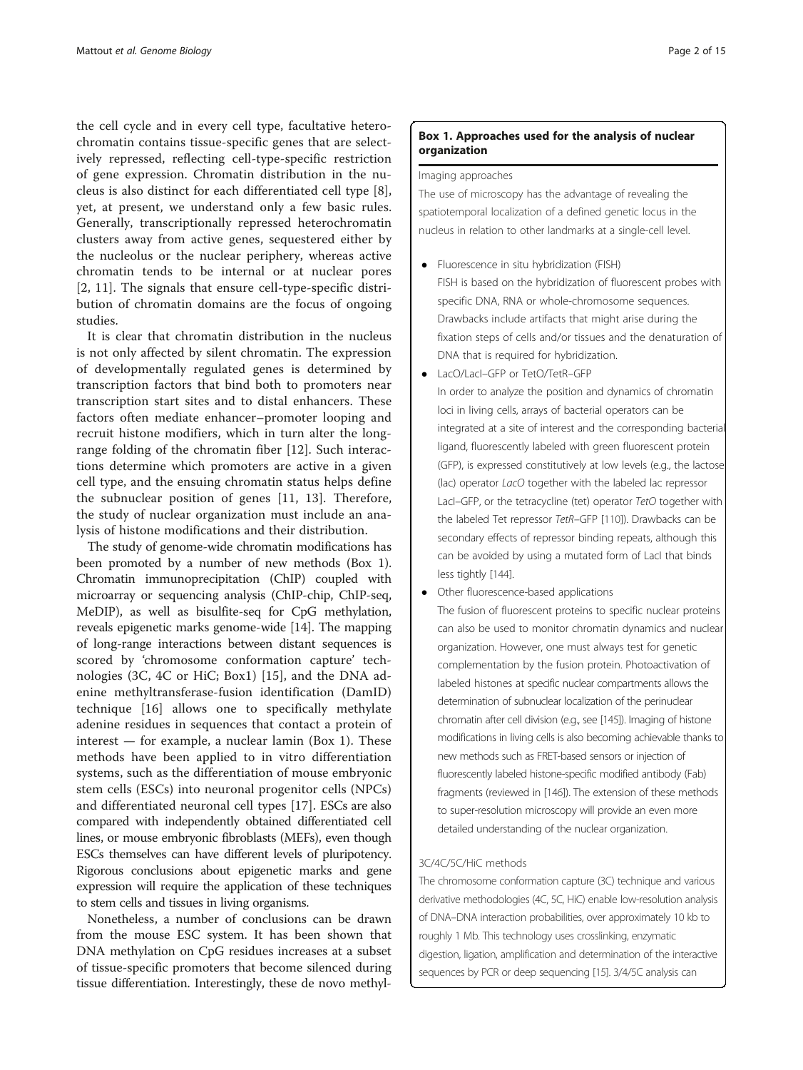the cell cycle and in every cell type, facultative heterochromatin contains tissue-specific genes that are selectively repressed, reflecting cell-type-specific restriction of gene expression. Chromatin distribution in the nucleus is also distinct for each differentiated cell type [8], yet, at present, we understand only a few basic rules. Generally, transcriptionally repressed heterochromatin clusters away from active genes, sequestered either by the nucleolus or the nuclear periphery, whereas active chromatin tends to be internal or at nuclear pores [2, 11]. The signals that ensure cell-type-specific distribution of chromatin domains are the focus of ongoing studies.

It is clear that chromatin distribution in the nucleus is not only affected by silent chromatin. The expression of developmentally regulated genes is determined by transcription factors that bind both to promoters near transcription start sites and to distal enhancers. These factors often mediate enhancer–promoter looping and recruit histone modifiers, which in turn alter the long-range folding of the chromatin fiber [12]. Such interactions determine which promoters are active in a given cell type, and the ensuing chromatin status helps define the subnuclear position of genes [11, 13]. Therefore, the study of nuclear organization must include an analysis of histone modifications and their distribution.

The study of genome-wide chromatin modifications has been promoted by a number of new methods (Box 1). Chromatin immunoprecipitation (ChIP) coupled with microarray or sequencing analysis (ChIP-chip, ChIP-seq, MeDIP), as well as bisulfite-seq for CpG methylation, reveals epigenetic marks genome-wide [14]. The mapping of long-range interactions between distant sequences is scored by 'chromosome conformation capture' technologies (3C, 4C or HiC; Box1) [15], and the DNA adenine methyltransferase-fusion identification (DamID) technique [16] allows one to specifically methylate adenine residues in sequences that contact a protein of interest — for example, a nuclear lamin (Box 1). These methods have been applied to in vitro differentiation systems, such as the differentiation of mouse embryonic stem cells (ESCs) into neuronal progenitor cells (NPCs) and differentiated neuronal cell types [17]. ESCs are also compared with independently obtained differentiated cell lines, or mouse embryonic fibroblasts (MEFs), even though ESCs themselves can have different levels of pluripotency. Rigorous conclusions about epigenetic marks and gene expression will require the application of these techniques to stem cells and tissues in living organisms.

Nonetheless, a number of conclusions can be drawn from the mouse ESC system. It has been shown that DNA methylation on CpG residues increases at a subset of tissue-specific promoters that become silenced during tissue differentiation. Interestingly, these de novo methyl-

## Box 1. Approaches used for the analysis of nuclear organization

### Imaging approaches

The use of microscopy has the advantage of revealing the spatiotemporal localization of a defined genetic locus in the nucleus in relation to other landmarks at a single-cell level.

- Fluorescence in situ hybridization (FISH)
  FISH is based on the hybridization of fluorescent probes with specific DNA, RNA or whole-chromosome sequences. Drawbacks include artifacts that might arise during the fixation steps of cells and/or tissues and the denaturation of DNA that is required for hybridization.
- LacO/LacI–GFP or TetO/TetR–GFP
  In order to analyze the position and dynamics of chromatin loci in living cells, arrays of bacterial operators can be integrated at a site of interest and the corresponding bacterial ligand, fluorescently labeled with green fluorescent protein (GFP), is expressed constitutively at low levels (e.g., the lactose (lac) operator *LacO* together with the labeled lac repressor LacI–GFP, or the tetracycline (tet) operator *TetO* together with the labeled Tet repressor *TetR*–GFP [110]). Drawbacks can be secondary effects of repressor binding repeats, although this can be avoided by using a mutated form of LacI that binds less tightly [144].
- Other fluorescence-based applications
  The fusion of fluorescent proteins to specific nuclear proteins can also be used to monitor chromatin dynamics and nuclear organization. However, one must always test for genetic complementation by the fusion protein. Photoactivation of labeled histones at specific nuclear compartments allows the determination of subnuclear localization of the perinuclear chromatin after cell division (e.g., see [145]). Imaging of histone modifications in living cells is also becoming achievable thanks to new methods such as FRET-based sensors or injection of fluorescently labeled histone-specific modified antibody (Fab) fragments (reviewed in [146]). The extension of these methods to super-resolution microscopy will provide an even more detailed understanding of the nuclear organization.

### 3C/4C/5C/HiC methods

The chromosome conformation capture (3C) technique and various derivative methodologies (4C, 5C, HiC) enable low-resolution analysis of DNA–DNA interaction probabilities, over approximately 10 kb to roughly 1 Mb. This technology uses crosslinking, enzymatic digestion, ligation, amplification and determination of the interactive sequences by PCR or deep sequencing [15]. 3/4/5C analysis can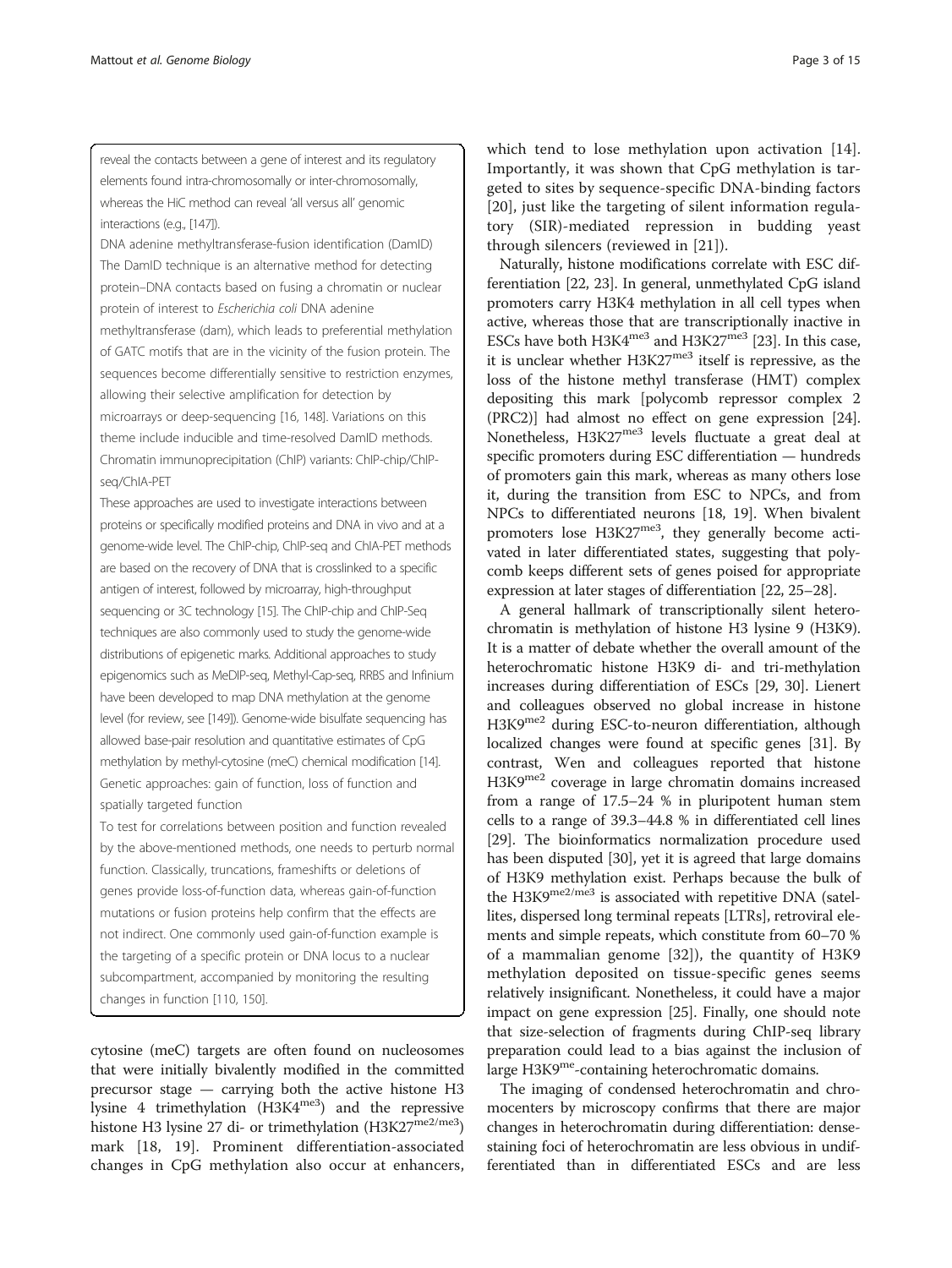reveal the contacts between a gene of interest and its regulatory elements found intra-chromosomally or inter-chromosomally, whereas the HiC method can reveal 'all versus all' genomic interactions (e.g., [147]).

DNA adenine methyltransferase-fusion identification (DamID)

The DamID technique is an alternative method for detecting protein–DNA contacts based on fusing a chromatin or nuclear protein of interest to *Escherichia coli* DNA adenine methyltransferase (dam), which leads to preferential methylation of GATC motifs that are in the vicinity of the fusion protein. The sequences become differentially sensitive to restriction enzymes, allowing their selective amplification for detection by microarrays or deep-sequencing [16, 148]. Variations on this theme include inducible and time-resolved DamID methods.

Chromatin immunoprecipitation (ChIP) variants: ChIP-chip/ChIP-seq/ChIA-PET

These approaches are used to investigate interactions between proteins or specifically modified proteins and DNA in vivo and at a genome-wide level. The ChIP-chip, ChIP-seq and ChIA-PET methods are based on the recovery of DNA that is crosslinked to a specific antigen of interest, followed by microarray, high-throughput sequencing or 3C technology [15]. The ChIP-chip and ChIP-Seq techniques are also commonly used to study the genome-wide distributions of epigenetic marks. Additional approaches to study epigenomics such as MeDIP-seq, Methyl-Cap-seq, RRBS and Infinium have been developed to map DNA methylation at the genome level (for review, see [149]). Genome-wide bisulfate sequencing has allowed base-pair resolution and quantitative estimates of CpG methylation by methyl-cytosine (meC) chemical modification [14].

Genetic approaches: gain of function, loss of function and spatially targeted function

To test for correlations between position and function revealed by the above-mentioned methods, one needs to perturb normal function. Classically, truncations, frameshifts or deletions of genes provide loss-of-function data, whereas gain-of-function mutations or fusion proteins help confirm that the effects are not indirect. One commonly used gain-of-function example is the targeting of a specific protein or DNA locus to a nuclear subcompartment, accompanied by monitoring the resulting changes in function [110, 150].

cytosine (meC) targets are often found on nucleosomes that were initially bivalently modified in the committed precursor stage — carrying both the active histone H3 lysine 4 trimethylation ($H3K4^{me3}$) and the repressive histone H3 lysine 27 di- or trimethylation ($H3K27^{me2/me3}$) mark [18, 19]. Prominent differentiation-associated changes in CpG methylation also occur at enhancers, which tend to lose methylation upon activation [14]. Importantly, it was shown that CpG methylation is targeted to sites by sequence-specific DNA-binding factors [20], just like the targeting of silent information regulatory (SIR)-mediated repression in budding yeast through silencers (reviewed in [21]).

Naturally, histone modifications correlate with ESC differentiation [22, 23]. In general, unmethylated CpG island promoters carry H3K4 methylation in all cell types when active, whereas those that are transcriptionally inactive in ESCs have both $H3K4^{me3}$ and $H3K27^{me3}$ [23]. In this case, it is unclear whether $H3K27^{me3}$ itself is repressive, as the loss of the histone methyl transferase (HMT) complex depositing this mark [polycomb repressor complex 2 (PRC2)] had almost no effect on gene expression [24]. Nonetheless, $H3K27^{me3}$ levels fluctuate a great deal at specific promoters during ESC differentiation — hundreds of promoters gain this mark, whereas as many others lose it, during the transition from ESC to NPCs, and from NPCs to differentiated neurons [18, 19]. When bivalent promoters lose $H3K27^{me3}$, they generally become activated in later differentiated states, suggesting that polycomb keeps different sets of genes poised for appropriate expression at later stages of differentiation [22, 25–28].

A general hallmark of transcriptionally silent heterochromatin is methylation of histone H3 lysine 9 (H3K9). It is a matter of debate whether the overall amount of the heterochromatic histone H3K9 di- and tri-methylation increases during differentiation of ESCs [29, 30]. Lienert and colleagues observed no global increase in histone $H3K9^{me2}$ during ESC-to-neuron differentiation, although localized changes were found at specific genes [31]. By contrast, Wen and colleagues reported that histone $H3K9^{me2}$ coverage in large chromatin domains increased from a range of 17.5–24 % in pluripotent human stem cells to a range of 39.3–44.8 % in differentiated cell lines [29]. The bioinformatics normalization procedure used has been disputed [30], yet it is agreed that large domains of H3K9 methylation exist. Perhaps because the bulk of the $H3K9^{me2/me3}$ is associated with repetitive DNA (satellites, dispersed long terminal repeats [LTRs], retroviral elements and simple repeats, which constitute from 60–70 % of a mammalian genome [32]), the quantity of H3K9 methylation deposited on tissue-specific genes seems relatively insignificant. Nonetheless, it could have a major impact on gene expression [25]. Finally, one should note that size-selection of fragments during ChIP-seq library preparation could lead to a bias against the inclusion of large $H3K9^{me}$-containing heterochromatic domains.

The imaging of condensed heterochromatin and chromocenters by microscopy confirms that there are major changes in heterochromatin during differentiation: dense-staining foci of heterochromatin are less obvious in undifferentiated than in differentiated ESCs and are less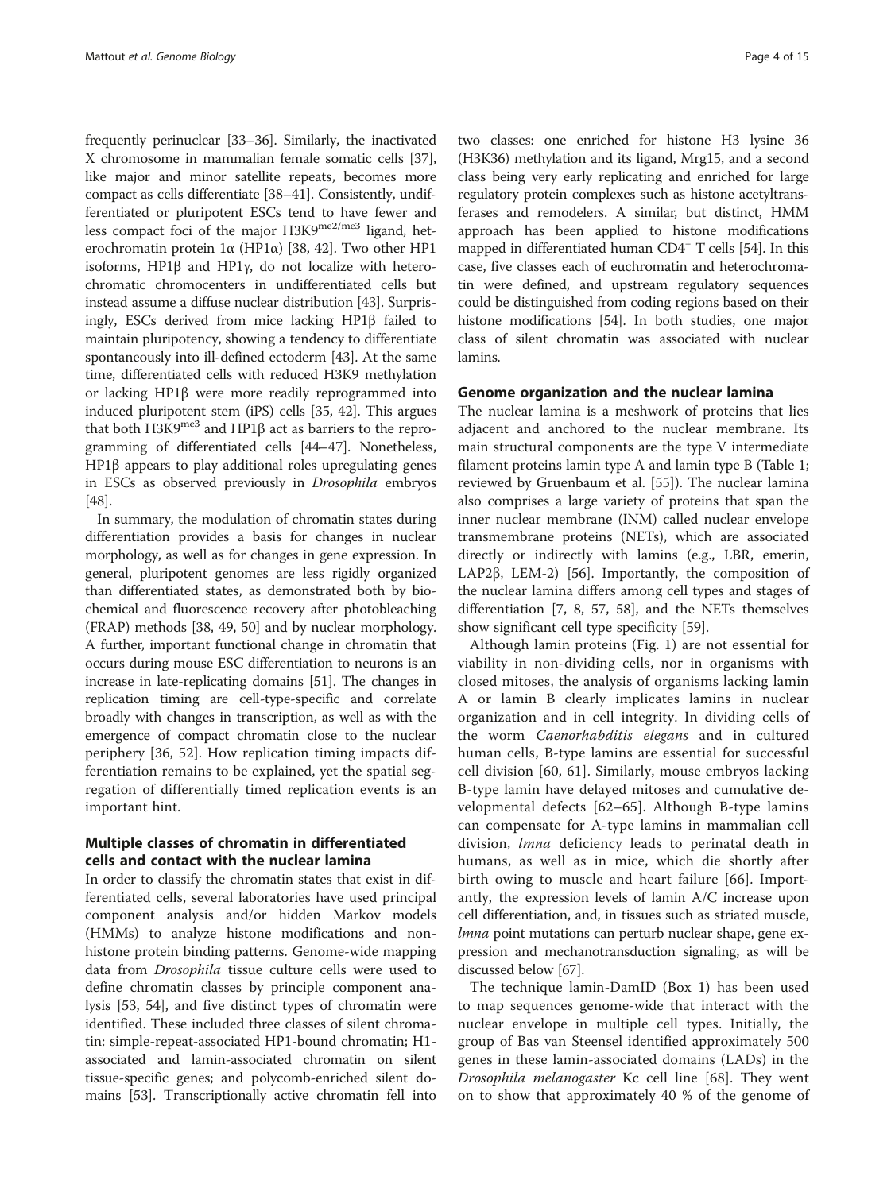frequently perinuclear [33–36]. Similarly, the inactivated X chromosome in mammalian female somatic cells [37], like major and minor satellite repeats, becomes more compact as cells differentiate [38–41]. Consistently, undifferentiated or pluripotent ESCs tend to have fewer and less compact foci of the major H3K9$^{me2/me3}$ ligand, heterochromatin protein 1α (HP1α) [38, 42]. Two other HP1 isoforms, HP1β and HP1γ, do not localize with heterochromatic chromocenters in undifferentiated cells but instead assume a diffuse nuclear distribution [43]. Surprisingly, ESCs derived from mice lacking HP1β failed to maintain pluripotency, showing a tendency to differentiate spontaneously into ill-defined ectoderm [43]. At the same time, differentiated cells with reduced H3K9 methylation or lacking HP1β were more readily reprogrammed into induced pluripotent stem (iPS) cells [35, 42]. This argues that both H3K9$^{me3}$ and HP1β act as barriers to the reprogramming of differentiated cells [44–47]. Nonetheless, HP1β appears to play additional roles upregulating genes in ESCs as observed previously in *Drosophila* embryos [48].

In summary, the modulation of chromatin states during differentiation provides a basis for changes in nuclear morphology, as well as for changes in gene expression. In general, pluripotent genomes are less rigidly organized than differentiated states, as demonstrated both by biochemical and fluorescence recovery after photobleaching (FRAP) methods [38, 49, 50] and by nuclear morphology. A further, important functional change in chromatin that occurs during mouse ESC differentiation to neurons is an increase in late-replicating domains [51]. The changes in replication timing are cell-type-specific and correlate broadly with changes in transcription, as well as with the emergence of compact chromatin close to the nuclear periphery [36, 52]. How replication timing impacts differentiation remains to be explained, yet the spatial segregation of differentially timed replication events is an important hint.

## Multiple classes of chromatin in differentiated cells and contact with the nuclear lamina

In order to classify the chromatin states that exist in differentiated cells, several laboratories have used principal component analysis and/or hidden Markov models (HMMs) to analyze histone modifications and non-histone protein binding patterns. Genome-wide mapping data from *Drosophila* tissue culture cells were used to define chromatin classes by principle component analysis [53, 54], and five distinct types of chromatin were identified. These included three classes of silent chromatin: simple-repeat-associated HP1-bound chromatin; H1-associated and lamin-associated chromatin on silent tissue-specific genes; and polycomb-enriched silent domains [53]. Transcriptionally active chromatin fell into two classes: one enriched for histone H3 lysine 36 (H3K36) methylation and its ligand, Mrg15, and a second class being very early replicating and enriched for large regulatory protein complexes such as histone acetyltransferases and remodelers. A similar, but distinct, HMM approach has been applied to histone modifications mapped in differentiated human CD4$^+$ T cells [54]. In this case, five classes each of euchromatin and heterochromatin were defined, and upstream regulatory sequences could be distinguished from coding regions based on their histone modifications [54]. In both studies, one major class of silent chromatin was associated with nuclear lamins.

## Genome organization and the nuclear lamina

The nuclear lamina is a meshwork of proteins that lies adjacent and anchored to the nuclear membrane. Its main structural components are the type V intermediate filament proteins lamin type A and lamin type B (Table 1; reviewed by Gruenbaum et al. [55]). The nuclear lamina also comprises a large variety of proteins that span the inner nuclear membrane (INM) called nuclear envelope transmembrane proteins (NETs), which are associated directly or indirectly with lamins (e.g., LBR, emerin, LAP2β, LEM-2) [56]. Importantly, the composition of the nuclear lamina differs among cell types and stages of differentiation [7, 8, 57, 58], and the NETs themselves show significant cell type specificity [59].

Although lamin proteins (Fig. 1) are not essential for viability in non-dividing cells, nor in organisms with closed mitoses, the analysis of organisms lacking lamin A or lamin B clearly implicates lamins in nuclear organization and in cell integrity. In dividing cells of the worm *Caenorhabditis elegans* and in cultured human cells, B-type lamins are essential for successful cell division [60, 61]. Similarly, mouse embryos lacking B-type lamin have delayed mitoses and cumulative developmental defects [62–65]. Although B-type lamins can compensate for A-type lamins in mammalian cell division, *lmna* deficiency leads to perinatal death in humans, as well as in mice, which die shortly after birth owing to muscle and heart failure [66]. Importantly, the expression levels of lamin A/C increase upon cell differentiation, and, in tissues such as striated muscle, *lmna* point mutations can perturb nuclear shape, gene expression and mechanotransduction signaling, as will be discussed below [67].

The technique lamin-DamID (Box 1) has been used to map sequences genome-wide that interact with the nuclear envelope in multiple cell types. Initially, the group of Bas van Steensel identified approximately 500 genes in these lamin-associated domains (LADs) in the *Drosophila melanogaster* Kc cell line [68]. They went on to show that approximately 40 % of the genome of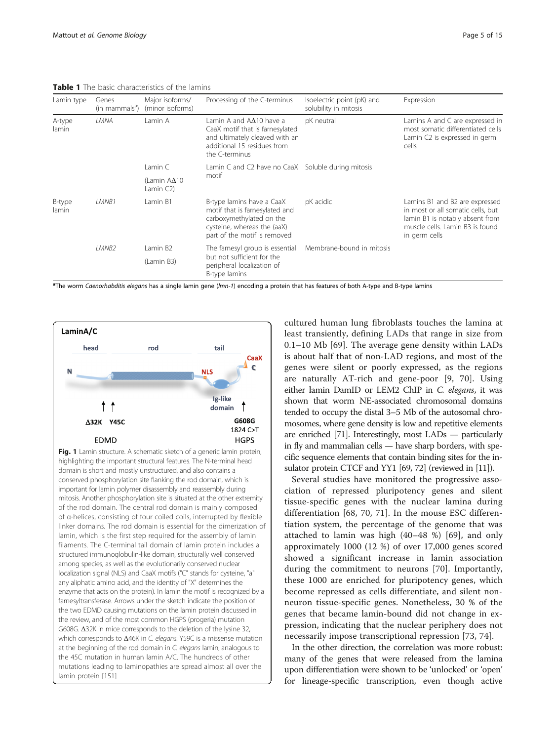**Table 1** The basic characteristics of the lamins

| Lamin type | Genes (in mammals[a]) | Major isoforms/ (minor isoforms) | Processing of the C-terminus | Isoelectric point (pK) and solubility in mitosis | Expression |
|---|---|---|---|---|---|
| A-type lamin | *LMNA* | Lamin A | Lamin A and AΔ10 have a CaaX motif that is farnesylated and ultimately cleaved with an additional 15 residues from the C-terminus | pK neutral | Lamins A and C are expressed in most somatic differentiated cells Lamin C2 is expressed in germ cells |
| | | Lamin C (Lamin AΔ10 Lamin C2) | Lamin C and C2 have no CaaX motif | Soluble during mitosis | |
| B-type lamin | *LMNB1* | Lamin B1 | B-type lamins have a CaaX motif that is farnesylated and carboxymethylated on the cysteine, whereas the (aaX) part of the motif is removed | pK acidic | Lamins B1 and B2 are expressed in most or all somatic cells, but lamin B1 is notably absent from muscle cells. Lamin B3 is found in germ cells |
| | *LMNB2* | Lamin B2 (Lamin B3) | The farnesyl group is essential but not sufficient for the peripheral localization of B-type lamins | Membrane-bound in mitosis | |

[a]The worm *Caenorhabditis elegans* has a single lamin gene (*lmn-1*) encoding a protein that has features of both A-type and B-type lamins

**Fig. 1** Lamin structure. A schematic sketch of a generic lamin protein, highlighting the important structural features. The N-terminal head domain is short and mostly unstructured, and also contains a conserved phosphorylation site flanking the rod domain, which is important for lamin polymer disassembly and reassembly during mitosis. Another phosphorylation site is situated at the other extremity of the rod domain. The central rod domain is mainly composed of α-helices, consisting of four coiled coils, interrupted by flexible linker domains. The rod domain is essential for the dimerization of lamin, which is the first step required for the assembly of lamin filaments. The C-terminal tail domain of lamin protein includes a structured immunoglobulin-like domain, structurally well conserved among species, as well as the evolutionarily conserved nuclear localization signal (NLS) and CaaX motifs ("C" stands for cysteine, "a" any aliphatic amino acid, and the identity of "X" determines the enzyme that acts on the protein). In lamin the motif is recognized by a farnesyltransferase. Arrows under the sketch indicate the position of the two EDMD causing mutations on the lamin protein discussed in the review, and of the most common HGPS (progeria) mutation G608G. Δ32K in mice corresponds to the deletion of the lysine 32, which corresponds to Δ46K in *C. elegans*. Y59C is a missense mutation at the beginning of the rod domain in *C. elegans* lamin, analogous to the 45C mutation in human lamin A/C. The hundreds of other mutations leading to laminopathies are spread almost all over the lamin protein [151]

cultured human lung fibroblasts touches the lamina at least transiently, defining LADs that range in size from 0.1–10 Mb [69]. The average gene density within LADs is about half that of non-LAD regions, and most of the genes were silent or poorly expressed, as the regions are naturally AT-rich and gene-poor [9, 70]. Using either lamin DamID or LEM2 ChIP in *C. elegans*, it was shown that worm NE-associated chromosomal domains tended to occupy the distal 3–5 Mb of the autosomal chromosomes, where gene density is low and repetitive elements are enriched [71]. Interestingly, most LADs — particularly in fly and mammalian cells — have sharp borders, with specific sequence elements that contain binding sites for the insulator protein CTCF and YY1 [69, 72] (reviewed in [11]).

Several studies have monitored the progressive association of repressed pluripotency genes and silent tissue-specific genes with the nuclear lamina during differentiation [68, 70, 71]. In the mouse ESC differentiation system, the percentage of the genome that was attached to lamin was high (40–48 %) [69], and only approximately 1000 (12 %) of over 17,000 genes scored showed a significant increase in lamin association during the commitment to neurons [70]. Importantly, these 1000 are enriched for pluripotency genes, which become repressed as cells differentiate, and silent non-neuron tissue-specific genes. Nonetheless, 30 % of the genes that became lamin-bound did not change in expression, indicating that the nuclear periphery does not necessarily impose transcriptional repression [73, 74].

In the other direction, the correlation was more robust: many of the genes that were released from the lamina upon differentiation were shown to be 'unlocked' or 'open' for lineage-specific transcription, even though active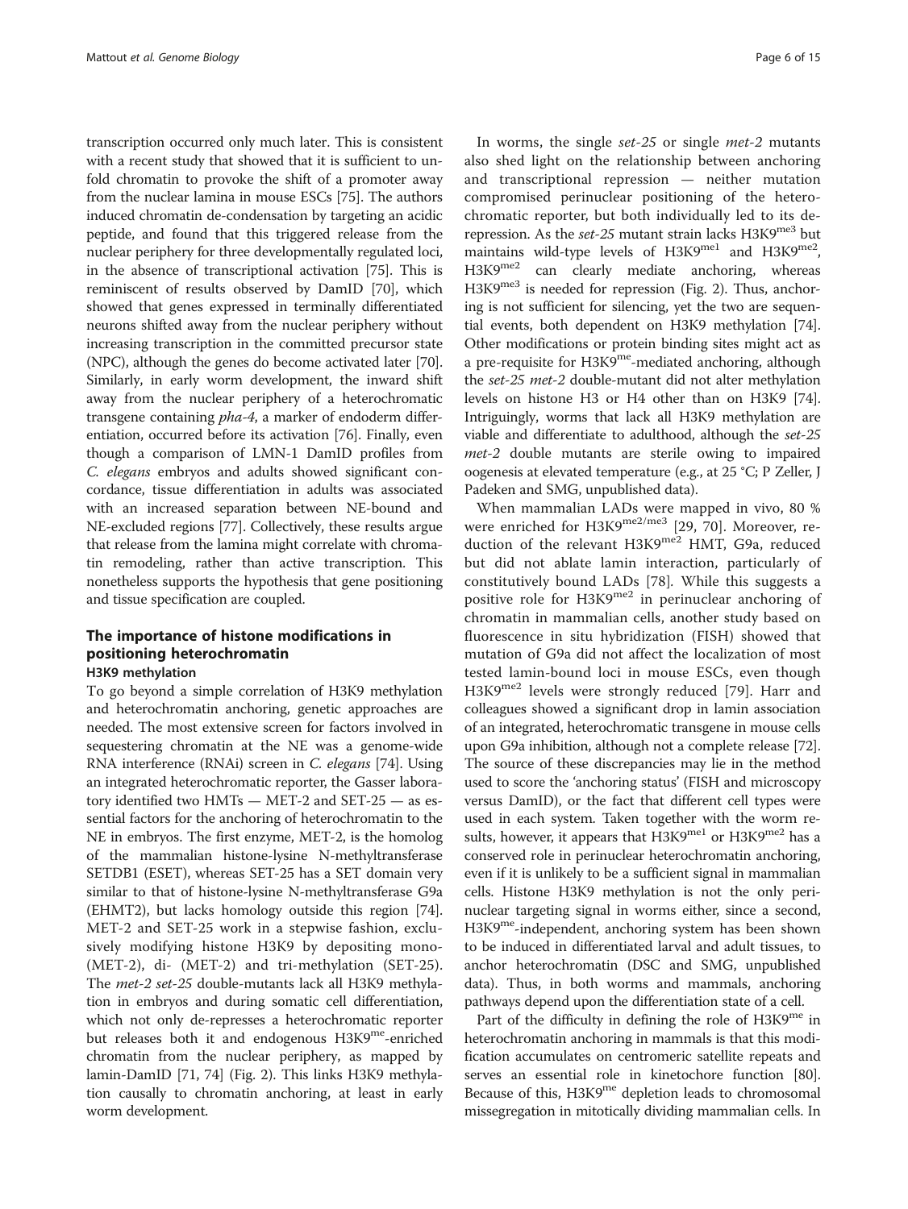transcription occurred only much later. This is consistent with a recent study that showed that it is sufficient to unfold chromatin to provoke the shift of a promoter away from the nuclear lamina in mouse ESCs [75]. The authors induced chromatin de-condensation by targeting an acidic peptide, and found that this triggered release from the nuclear periphery for three developmentally regulated loci, in the absence of transcriptional activation [75]. This is reminiscent of results observed by DamID [70], which showed that genes expressed in terminally differentiated neurons shifted away from the nuclear periphery without increasing transcription in the committed precursor state (NPC), although the genes do become activated later [70]. Similarly, in early worm development, the inward shift away from the nuclear periphery of a heterochromatic transgene containing *pha-4*, a marker of endoderm differentiation, occurred before its activation [76]. Finally, even though a comparison of LMN-1 DamID profiles from *C. elegans* embryos and adults showed significant concordance, tissue differentiation in adults was associated with an increased separation between NE-bound and NE-excluded regions [77]. Collectively, these results argue that release from the lamina might correlate with chromatin remodeling, rather than active transcription. This nonetheless supports the hypothesis that gene positioning and tissue specification are coupled.

## The importance of histone modifications in positioning heterochromatin

### H3K9 methylation

To go beyond a simple correlation of H3K9 methylation and heterochromatin anchoring, genetic approaches are needed. The most extensive screen for factors involved in sequestering chromatin at the NE was a genome-wide RNA interference (RNAi) screen in *C. elegans* [74]. Using an integrated heterochromatic reporter, the Gasser laboratory identified two HMTs — MET-2 and SET-25 — as essential factors for the anchoring of heterochromatin to the NE in embryos. The first enzyme, MET-2, is the homolog of the mammalian histone-lysine N-methyltransferase SETDB1 (ESET), whereas SET-25 has a SET domain very similar to that of histone-lysine N-methyltransferase G9a (EHMT2), but lacks homology outside this region [74]. MET-2 and SET-25 work in a stepwise fashion, exclusively modifying histone H3K9 by depositing mono- (MET-2), di- (MET-2) and tri-methylation (SET-25). The *met-2 set-25* double-mutants lack all H3K9 methylation in embryos and during somatic cell differentiation, which not only de-represses a heterochromatic reporter but releases both it and endogenous H3K9$^{me}$-enriched chromatin from the nuclear periphery, as mapped by lamin-DamID [71, 74] (Fig. 2). This links H3K9 methylation causally to chromatin anchoring, at least in early worm development.

In worms, the single *set-25* or single *met-2* mutants also shed light on the relationship between anchoring and transcriptional repression — neither mutation compromised perinuclear positioning of the heterochromatic reporter, but both individually led to its de-repression. As the *set-25* mutant strain lacks H3K9$^{me3}$ but maintains wild-type levels of H3K9$^{me1}$ and H3K9$^{me2}$, H3K9$^{me2}$ can clearly mediate anchoring, whereas H3K9$^{me3}$ is needed for repression (Fig. 2). Thus, anchoring is not sufficient for silencing, yet the two are sequential events, both dependent on H3K9 methylation [74]. Other modifications or protein binding sites might act as a pre-requisite for H3K9$^{me}$-mediated anchoring, although the *set-25 met-2* double-mutant did not alter methylation levels on histone H3 or H4 other than on H3K9 [74]. Intriguingly, worms that lack all H3K9 methylation are viable and differentiate to adulthood, although the *set-25 met-2* double mutants are sterile owing to impaired oogenesis at elevated temperature (e.g., at 25 °C; P Zeller, J Padeken and SMG, unpublished data).

When mammalian LADs were mapped in vivo, 80 % were enriched for H3K9$^{me2/me3}$ [29, 70]. Moreover, reduction of the relevant H3K9$^{me2}$ HMT, G9a, reduced but did not ablate lamin interaction, particularly of constitutively bound LADs [78]. While this suggests a positive role for H3K9$^{me2}$ in perinuclear anchoring of chromatin in mammalian cells, another study based on fluorescence in situ hybridization (FISH) showed that mutation of G9a did not affect the localization of most tested lamin-bound loci in mouse ESCs, even though H3K9$^{me2}$ levels were strongly reduced [79]. Harr and colleagues showed a significant drop in lamin association of an integrated, heterochromatic transgene in mouse cells upon G9a inhibition, although not a complete release [72]. The source of these discrepancies may lie in the method used to score the 'anchoring status' (FISH and microscopy versus DamID), or the fact that different cell types were used in each system. Taken together with the worm results, however, it appears that H3K9$^{me1}$ or H3K9$^{me2}$ has a conserved role in perinuclear heterochromatin anchoring, even if it is unlikely to be a sufficient signal in mammalian cells. Histone H3K9 methylation is not the only perinuclear targeting signal in worms either, since a second, H3K9$^{me}$-independent, anchoring system has been shown to be induced in differentiated larval and adult tissues, to anchor heterochromatin (DSC and SMG, unpublished data). Thus, in both worms and mammals, anchoring pathways depend upon the differentiation state of a cell.

Part of the difficulty in defining the role of H3K9$^{me}$ in heterochromatin anchoring in mammals is that this modification accumulates on centromeric satellite repeats and serves an essential role in kinetochore function [80]. Because of this, H3K9$^{me}$ depletion leads to chromosomal missegregation in mitotically dividing mammalian cells. In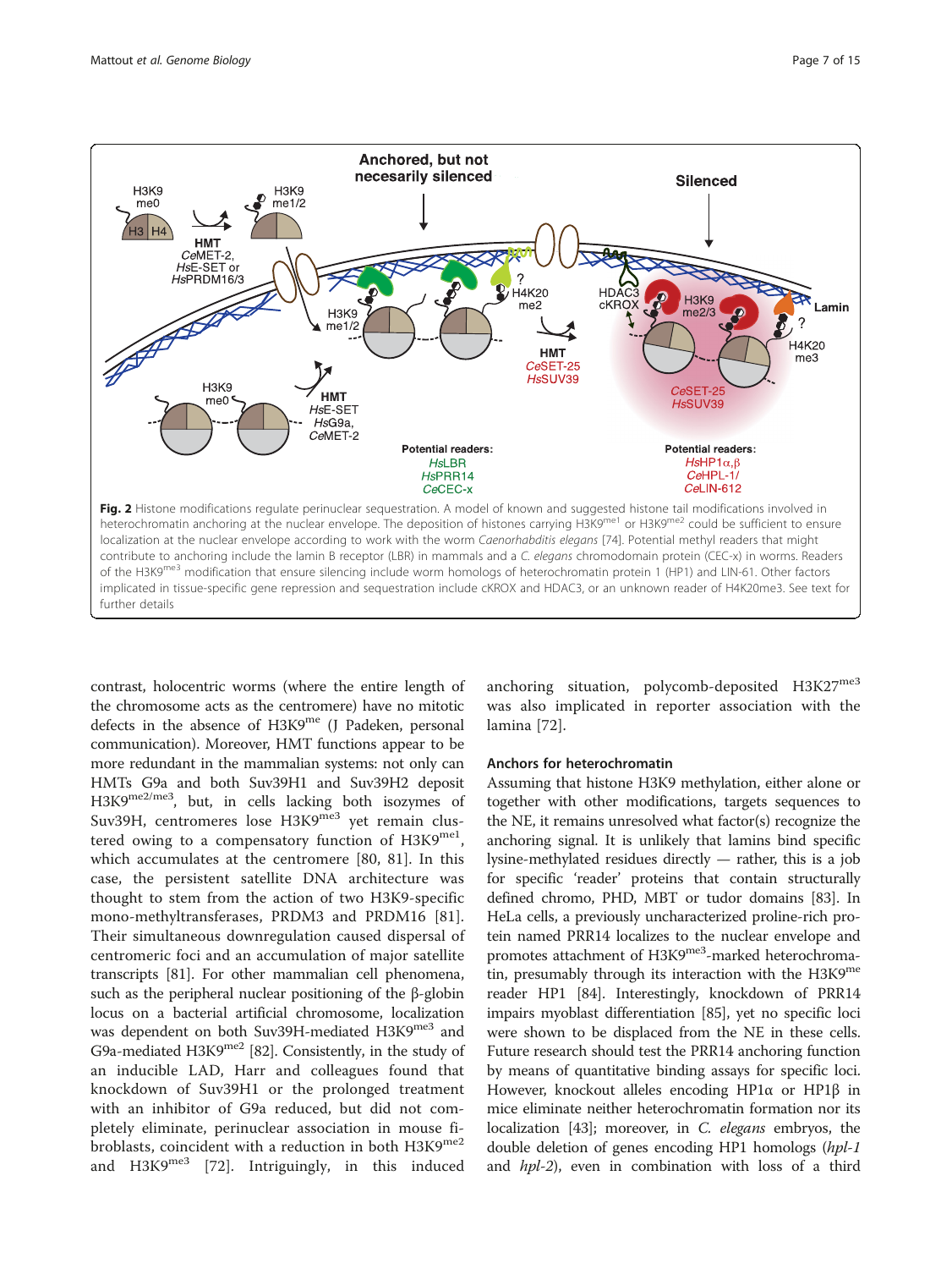**Fig. 2** Histone modifications regulate perinuclear sequestration. A model of known and suggested histone tail modifications involved in heterochromatin anchoring at the nuclear envelope. The deposition of histones carrying H3K9$^{me1}$ or H3K9$^{me2}$ could be sufficient to ensure localization at the nuclear envelope according to work with the worm *Caenorhabditis elegans* [74]. Potential methyl readers that might contribute to anchoring include the lamin B receptor (LBR) in mammals and a *C. elegans* chromodomain protein (CEC-x) in worms. Readers of the H3K9$^{me3}$ modification that ensure silencing include worm homologs of heterochromatin protein 1 (HP1) and LIN-61. Other factors implicated in tissue-specific gene repression and sequestration include cKROX and HDAC3, or an unknown reader of H4K20me3. See text for further details

contrast, holocentric worms (where the entire length of the chromosome acts as the centromere) have no mitotic defects in the absence of H3K9$^{me}$ (J Padeken, personal communication). Moreover, HMT functions appear to be more redundant in the mammalian systems: not only can HMTs G9a and both Suv39H1 and Suv39H2 deposit H3K9$^{me2/me3}$, but, in cells lacking both isozymes of Suv39H, centromeres lose H3K9$^{me3}$ yet remain clustered owing to a compensatory function of H3K9$^{me1}$, which accumulates at the centromere [80, 81]. In this case, the persistent satellite DNA architecture was thought to stem from the action of two H3K9-specific mono-methyltransferases, PRDM3 and PRDM16 [81]. Their simultaneous downregulation caused dispersal of centromeric foci and an accumulation of major satellite transcripts [81]. For other mammalian cell phenomena, such as the peripheral nuclear positioning of the β-globin locus on a bacterial artificial chromosome, localization was dependent on both Suv39H-mediated H3K9$^{me3}$ and G9a-mediated H3K9$^{me2}$ [82]. Consistently, in the study of an inducible LAD, Harr and colleagues found that knockdown of Suv39H1 or the prolonged treatment with an inhibitor of G9a reduced, but did not completely eliminate, perinuclear association in mouse fibroblasts, coincident with a reduction in both H3K9$^{me2}$ and H3K9$^{me3}$ [72]. Intriguingly, in this induced anchoring situation, polycomb-deposited H3K27$^{me3}$ was also implicated in reporter association with the lamina [72].

### Anchors for heterochromatin

Assuming that histone H3K9 methylation, either alone or together with other modifications, targets sequences to the NE, it remains unresolved what factor(s) recognize the anchoring signal. It is unlikely that lamins bind specific lysine-methylated residues directly — rather, this is a job for specific 'reader' proteins that contain structurally defined chromo, PHD, MBT or tudor domains [83]. In HeLa cells, a previously uncharacterized proline-rich protein named PRR14 localizes to the nuclear envelope and promotes attachment of H3K9$^{me3}$-marked heterochromatin, presumably through its interaction with the H3K9$^{me}$ reader HP1 [84]. Interestingly, knockdown of PRR14 impairs myoblast differentiation [85], yet no specific loci were shown to be displaced from the NE in these cells. Future research should test the PRR14 anchoring function by means of quantitative binding assays for specific loci. However, knockout alleles encoding HP1α or HP1β in mice eliminate neither heterochromatin formation nor its localization [43]; moreover, in *C. elegans* embryos, the double deletion of genes encoding HP1 homologs (*hpl-1* and *hpl-2*), even in combination with loss of a third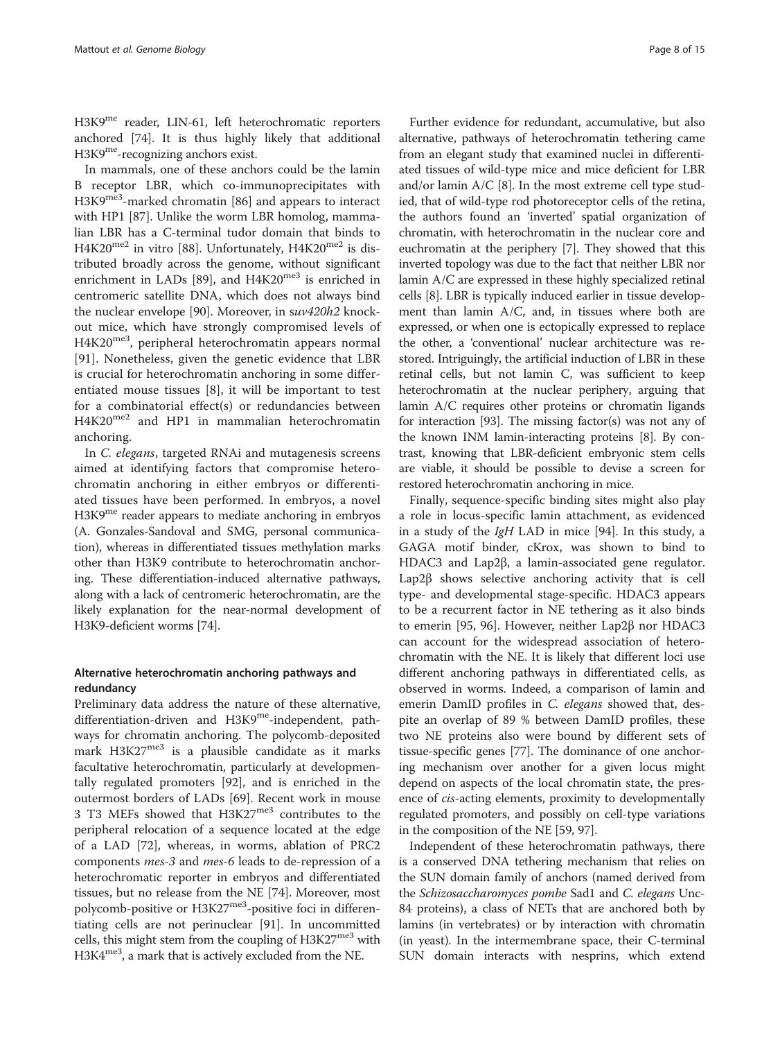H3K9$^{me}$ reader, LIN-61, left heterochromatic reporters anchored [74]. It is thus highly likely that additional H3K9$^{me}$-recognizing anchors exist.

In mammals, one of these anchors could be the lamin B receptor LBR, which co-immunoprecipitates with H3K9$^{me3}$-marked chromatin [86] and appears to interact with HP1 [87]. Unlike the worm LBR homolog, mammalian LBR has a C-terminal tudor domain that binds to H4K20$^{me2}$ in vitro [88]. Unfortunately, H4K20$^{me2}$ is distributed broadly across the genome, without significant enrichment in LADs [89], and H4K20$^{me3}$ is enriched in centromeric satellite DNA, which does not always bind the nuclear envelope [90]. Moreover, in *suv420h2* knockout mice, which have strongly compromised levels of H4K20$^{me3}$, peripheral heterochromatin appears normal [91]. Nonetheless, given the genetic evidence that LBR is crucial for heterochromatin anchoring in some differentiated mouse tissues [8], it will be important to test for a combinatorial effect(s) or redundancies between H4K20$^{me2}$ and HP1 in mammalian heterochromatin anchoring.

In *C. elegans*, targeted RNAi and mutagenesis screens aimed at identifying factors that compromise heterochromatin anchoring in either embryos or differentiated tissues have been performed. In embryos, a novel H3K9$^{me}$ reader appears to mediate anchoring in embryos (A. Gonzales-Sandoval and SMG, personal communication), whereas in differentiated tissues methylation marks other than H3K9 contribute to heterochromatin anchoring. These differentiation-induced alternative pathways, along with a lack of centromeric heterochromatin, are the likely explanation for the near-normal development of H3K9-deficient worms [74].

### Alternative heterochromatin anchoring pathways and redundancy

Preliminary data address the nature of these alternative, differentiation-driven and H3K9$^{me}$-independent, pathways for chromatin anchoring. The polycomb-deposited mark H3K27$^{me3}$ is a plausible candidate as it marks facultative heterochromatin, particularly at developmentally regulated promoters [92], and is enriched in the outermost borders of LADs [69]. Recent work in mouse 3 T3 MEFs showed that H3K27$^{me3}$ contributes to the peripheral relocation of a sequence located at the edge of a LAD [72], whereas, in worms, ablation of PRC2 components *mes-3* and *mes-6* leads to de-repression of a heterochromatic reporter in embryos and differentiated tissues, but no release from the NE [74]. Moreover, most polycomb-positive or H3K27$^{me3}$-positive foci in differentiating cells are not perinuclear [91]. In uncommitted cells, this might stem from the coupling of H3K27$^{me3}$ with H3K4$^{me3}$, a mark that is actively excluded from the NE.

Further evidence for redundant, accumulative, but also alternative, pathways of heterochromatin tethering came from an elegant study that examined nuclei in differentiated tissues of wild-type mice and mice deficient for LBR and/or lamin A/C [8]. In the most extreme cell type studied, that of wild-type rod photoreceptor cells of the retina, the authors found an 'inverted' spatial organization of chromatin, with heterochromatin in the nuclear core and euchromatin at the periphery [7]. They showed that this inverted topology was due to the fact that neither LBR nor lamin A/C are expressed in these highly specialized retinal cells [8]. LBR is typically induced earlier in tissue development than lamin A/C, and, in tissues where both are expressed, or when one is ectopically expressed to replace the other, a 'conventional' nuclear architecture was restored. Intriguingly, the artificial induction of LBR in these retinal cells, but not lamin C, was sufficient to keep heterochromatin at the nuclear periphery, arguing that lamin A/C requires other proteins or chromatin ligands for interaction [93]. The missing factor(s) was not any of the known INM lamin-interacting proteins [8]. By contrast, knowing that LBR-deficient embryonic stem cells are viable, it should be possible to devise a screen for restored heterochromatin anchoring in mice.

Finally, sequence-specific binding sites might also play a role in locus-specific lamin attachment, as evidenced in a study of the *IgH* LAD in mice [94]. In this study, a GAGA motif binder, cKrox, was shown to bind to HDAC3 and Lap2β, a lamin-associated gene regulator. Lap2β shows selective anchoring activity that is cell type- and developmental stage-specific. HDAC3 appears to be a recurrent factor in NE tethering as it also binds to emerin [95, 96]. However, neither Lap2β nor HDAC3 can account for the widespread association of heterochromatin with the NE. It is likely that different loci use different anchoring pathways in differentiated cells, as observed in worms. Indeed, a comparison of lamin and emerin DamID profiles in *C. elegans* showed that, despite an overlap of 89 % between DamID profiles, these two NE proteins also were bound by different sets of tissue-specific genes [77]. The dominance of one anchoring mechanism over another for a given locus might depend on aspects of the local chromatin state, the presence of *cis*-acting elements, proximity to developmentally regulated promoters, and possibly on cell-type variations in the composition of the NE [59, 97].

Independent of these heterochromatin pathways, there is a conserved DNA tethering mechanism that relies on the SUN domain family of anchors (named derived from the *Schizosaccharomyces pombe* Sad1 and *C. elegans* Unc-84 proteins), a class of NETs that are anchored both by lamins (in vertebrates) or by interaction with chromatin (in yeast). In the intermembrane space, their C-terminal SUN domain interacts with nesprins, which extend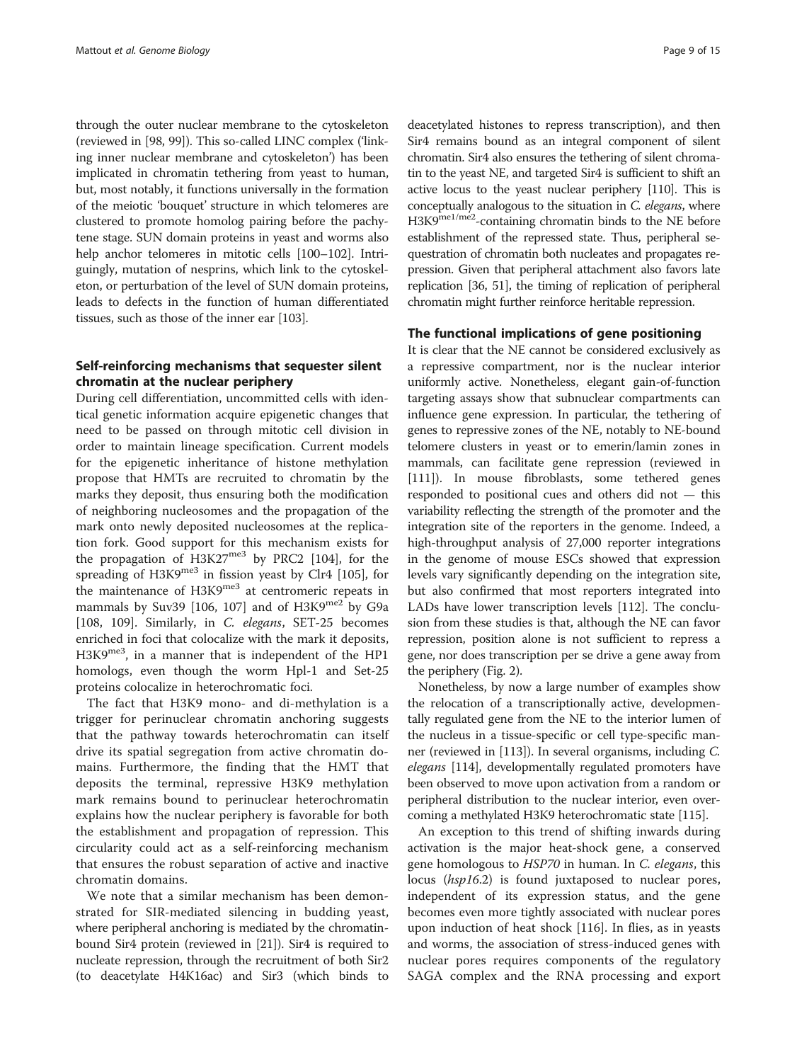through the outer nuclear membrane to the cytoskeleton (reviewed in [98, 99]). This so-called LINC complex ('linking inner nuclear membrane and cytoskeleton') has been implicated in chromatin tethering from yeast to human, but, most notably, it functions universally in the formation of the meiotic 'bouquet' structure in which telomeres are clustered to promote homolog pairing before the pachytene stage. SUN domain proteins in yeast and worms also help anchor telomeres in mitotic cells [100–102]. Intriguingly, mutation of nesprins, which link to the cytoskeleton, or perturbation of the level of SUN domain proteins, leads to defects in the function of human differentiated tissues, such as those of the inner ear [103].

## Self-reinforcing mechanisms that sequester silent chromatin at the nuclear periphery

During cell differentiation, uncommitted cells with identical genetic information acquire epigenetic changes that need to be passed on through mitotic cell division in order to maintain lineage specification. Current models for the epigenetic inheritance of histone methylation propose that HMTs are recruited to chromatin by the marks they deposit, thus ensuring both the modification of neighboring nucleosomes and the propagation of the mark onto newly deposited nucleosomes at the replication fork. Good support for this mechanism exists for the propagation of H3K27$^{me3}$ by PRC2 [104], for the spreading of H3K9$^{me3}$ in fission yeast by Clr4 [105], for the maintenance of H3K9$^{me3}$ at centromeric repeats in mammals by Suv39 [106, 107] and of H3K9$^{me2}$ by G9a [108, 109]. Similarly, in *C. elegans*, SET-25 becomes enriched in foci that colocalize with the mark it deposits, H3K9$^{me3}$, in a manner that is independent of the HP1 homologs, even though the worm Hpl-1 and Set-25 proteins colocalize in heterochromatic foci.

The fact that H3K9 mono- and di-methylation is a trigger for perinuclear chromatin anchoring suggests that the pathway towards heterochromatin can itself drive its spatial segregation from active chromatin domains. Furthermore, the finding that the HMT that deposits the terminal, repressive H3K9 methylation mark remains bound to perinuclear heterochromatin explains how the nuclear periphery is favorable for both the establishment and propagation of repression. This circularity could act as a self-reinforcing mechanism that ensures the robust separation of active and inactive chromatin domains.

We note that a similar mechanism has been demonstrated for SIR-mediated silencing in budding yeast, where peripheral anchoring is mediated by the chromatin-bound Sir4 protein (reviewed in [21]). Sir4 is required to nucleate repression, through the recruitment of both Sir2 (to deacetylate H4K16ac) and Sir3 (which binds to deacetylated histones to repress transcription), and then Sir4 remains bound as an integral component of silent chromatin. Sir4 also ensures the tethering of silent chromatin to the yeast NE, and targeted Sir4 is sufficient to shift an active locus to the yeast nuclear periphery [110]. This is conceptually analogous to the situation in *C. elegans*, where H3K9$^{me1/me2}$-containing chromatin binds to the NE before establishment of the repressed state. Thus, peripheral sequestration of chromatin both nucleates and propagates repression. Given that peripheral attachment also favors late replication [36, 51], the timing of replication of peripheral chromatin might further reinforce heritable repression.

## The functional implications of gene positioning

It is clear that the NE cannot be considered exclusively as a repressive compartment, nor is the nuclear interior uniformly active. Nonetheless, elegant gain-of-function targeting assays show that subnuclear compartments can influence gene expression. In particular, the tethering of genes to repressive zones of the NE, notably to NE-bound telomere clusters in yeast or to emerin/lamin zones in mammals, can facilitate gene repression (reviewed in [111]). In mouse fibroblasts, some tethered genes responded to positional cues and others did not — this variability reflecting the strength of the promoter and the integration site of the reporters in the genome. Indeed, a high-throughput analysis of 27,000 reporter integrations in the genome of mouse ESCs showed that expression levels vary significantly depending on the integration site, but also confirmed that most reporters integrated into LADs have lower transcription levels [112]. The conclusion from these studies is that, although the NE can favor repression, position alone is not sufficient to repress a gene, nor does transcription per se drive a gene away from the periphery (Fig. 2).

Nonetheless, by now a large number of examples show the relocation of a transcriptionally active, developmentally regulated gene from the NE to the interior lumen of the nucleus in a tissue-specific or cell type-specific manner (reviewed in [113]). In several organisms, including *C. elegans* [114], developmentally regulated promoters have been observed to move upon activation from a random or peripheral distribution to the nuclear interior, even overcoming a methylated H3K9 heterochromatic state [115].

An exception to this trend of shifting inwards during activation is the major heat-shock gene, a conserved gene homologous to *HSP70* in human. In *C. elegans*, this locus (*hsp16.2*) is found juxtaposed to nuclear pores, independent of its expression status, and the gene becomes even more tightly associated with nuclear pores upon induction of heat shock [116]. In flies, as in yeasts and worms, the association of stress-induced genes with nuclear pores requires components of the regulatory SAGA complex and the RNA processing and export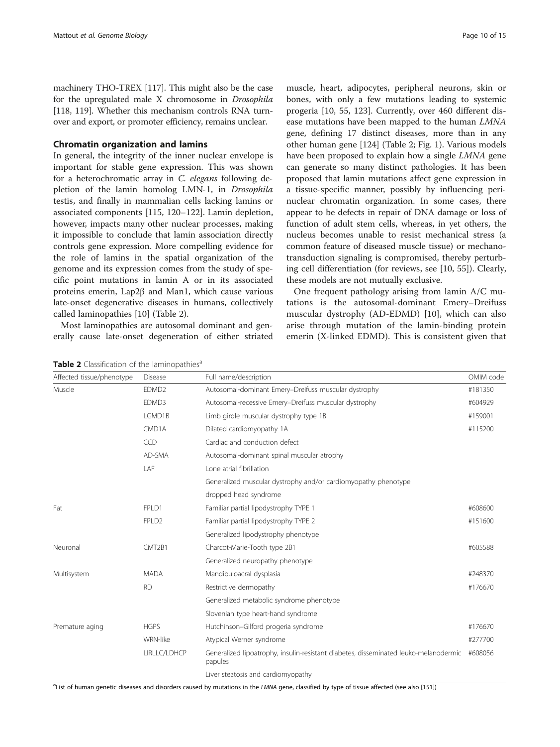machinery THO-TREX [117]. This might also be the case for the upregulated male X chromosome in *Drosophila* [118, 119]. Whether this mechanism controls RNA turnover and export, or promoter efficiency, remains unclear.

## Chromatin organization and lamins

In general, the integrity of the inner nuclear envelope is important for stable gene expression. This was shown for a heterochromatic array in *C. elegans* following depletion of the lamin homolog LMN-1, in *Drosophila* testis, and finally in mammalian cells lacking lamins or associated components [115, 120–122]. Lamin depletion, however, impacts many other nuclear processes, making it impossible to conclude that lamin association directly controls gene expression. More compelling evidence for the role of lamins in the spatial organization of the genome and its expression comes from the study of specific point mutations in lamin A or in its associated proteins emerin, Lap2β and Man1, which cause various late-onset degenerative diseases in humans, collectively called laminopathies [10] (Table 2).

Most laminopathies are autosomal dominant and generally cause late-onset degeneration of either striated muscle, heart, adipocytes, peripheral neurons, skin or bones, with only a few mutations leading to systemic progeria [10, 55, 123]. Currently, over 460 different disease mutations have been mapped to the human *LMNA* gene, defining 17 distinct diseases, more than in any other human gene [124] (Table 2; Fig. 1). Various models have been proposed to explain how a single *LMNA* gene can generate so many distinct pathologies. It has been proposed that lamin mutations affect gene expression in a tissue-specific manner, possibly by influencing perinuclear chromatin organization. In some cases, there appear to be defects in repair of DNA damage or loss of function of adult stem cells, whereas, in yet others, the nucleus becomes unable to resist mechanical stress (a common feature of diseased muscle tissue) or mechanotransduction signaling is compromised, thereby perturbing cell differentiation (for reviews, see [10, 55]). Clearly, these models are not mutually exclusive.

One frequent pathology arising from lamin A/C mutations is the autosomal-dominant Emery–Dreifuss muscular dystrophy (AD-EDMD) [10], which can also arise through mutation of the lamin-binding protein emerin (X-linked EDMD). This is consistent given that

**Table 2** Classification of the laminopathies[a]

| Affected tissue/phenotype | Disease | Full name/description | OMIM code |
|---|---|---|---|
| Muscle | EDMD2 | Autosomal-dominant Emery–Dreifuss muscular dystrophy | #181350 |
| | EDMD3 | Autosomal-recessive Emery–Dreifuss muscular dystrophy | #604929 |
| | LGMD1B | Limb girdle muscular dystrophy type 1B | #159001 |
| | CMD1A | Dilated cardiomyopathy 1A | #115200 |
| | CCD | Cardiac and conduction defect | |
| | AD-SMA | Autosomal-dominant spinal muscular atrophy | |
| | LAF | Lone atrial fibrillation | |
| | | Generalized muscular dystrophy and/or cardiomyopathy phenotype | |
| | | dropped head syndrome | |
| Fat | FPLD1 | Familiar partial lipodystrophy TYPE 1 | #608600 |
| | FPLD2 | Familiar partial lipodystrophy TYPE 2 | #151600 |
| | | Generalized lipodystrophy phenotype | |
| Neuronal | CMT2B1 | Charcot-Marie-Tooth type 2B1 | #605588 |
| | | Generalized neuropathy phenotype | |
| Multisystem | MADA | Mandibuloacral dysplasia | #248370 |
| | RD | Restrictive dermopathy | #176670 |
| | | Generalized metabolic syndrome phenotype | |
| | | Slovenian type heart-hand syndrome | |
| Premature aging | HGPS | Hutchinson–Gilford progeria syndrome | #176670 |
| | WRN-like | Atypical Werner syndrome | #277700 |
| | LIRLLC/LDHCP | Generalized lipoatrophy, insulin-resistant diabetes, disseminated leuko-melanodermic papules | #608056 |
| | | Liver steatosis and cardiomyopathy | |

[a]List of human genetic diseases and disorders caused by mutations in the *LMNA* gene, classified by type of tissue affected (see also [151])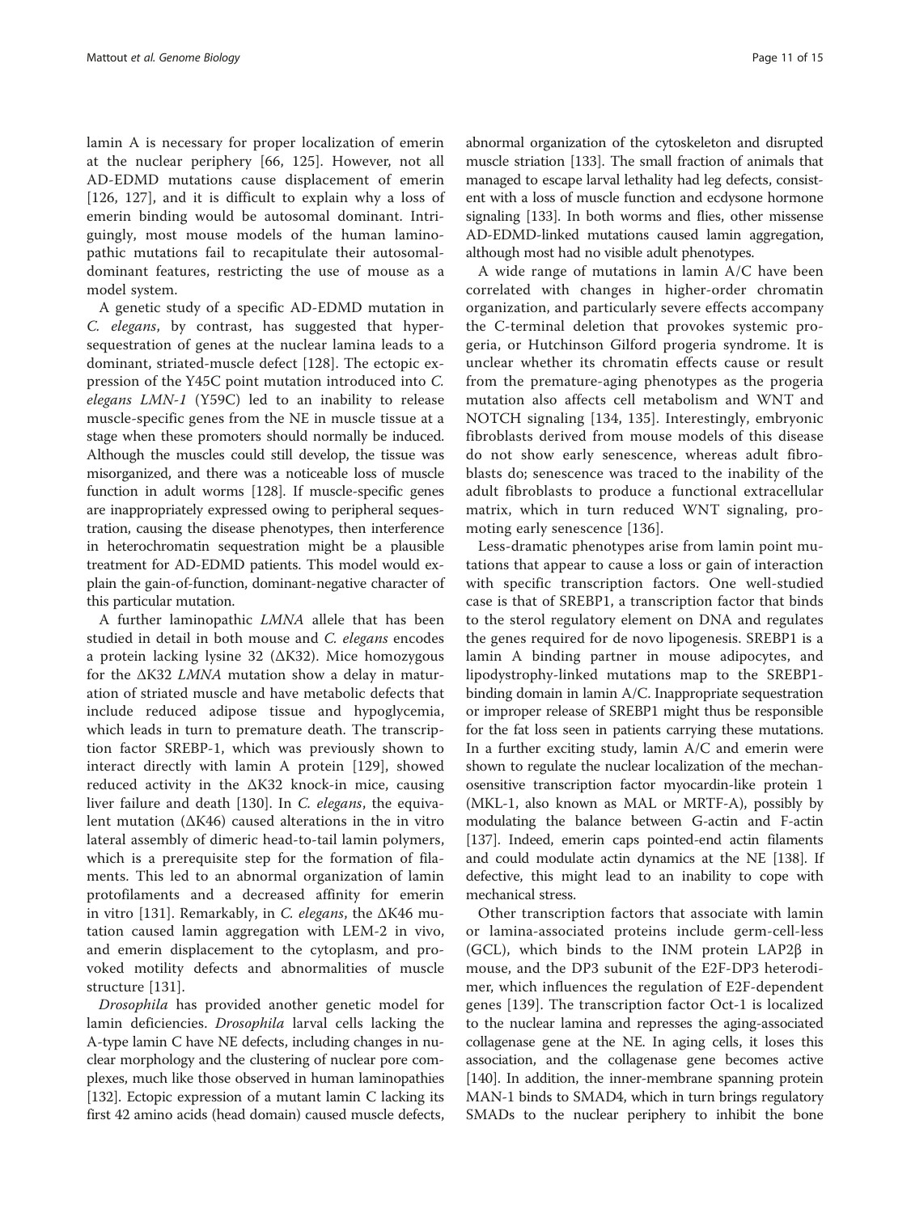lamin A is necessary for proper localization of emerin at the nuclear periphery [66, 125]. However, not all AD-EDMD mutations cause displacement of emerin [126, 127], and it is difficult to explain why a loss of emerin binding would be autosomal dominant. Intriguingly, most mouse models of the human laminopathic mutations fail to recapitulate their autosomal-dominant features, restricting the use of mouse as a model system.

A genetic study of a specific AD-EDMD mutation in *C. elegans*, by contrast, has suggested that hyper-sequestration of genes at the nuclear lamina leads to a dominant, striated-muscle defect [128]. The ectopic expression of the Y45C point mutation introduced into *C. elegans LMN-1* (Y59C) led to an inability to release muscle-specific genes from the NE in muscle tissue at a stage when these promoters should normally be induced. Although the muscles could still develop, the tissue was misorganized, and there was a noticeable loss of muscle function in adult worms [128]. If muscle-specific genes are inappropriately expressed owing to peripheral sequestration, causing the disease phenotypes, then interference in heterochromatin sequestration might be a plausible treatment for AD-EDMD patients. This model would explain the gain-of-function, dominant-negative character of this particular mutation.

A further laminopathic *LMNA* allele that has been studied in detail in both mouse and *C. elegans* encodes a protein lacking lysine 32 (ΔK32). Mice homozygous for the ΔK32 *LMNA* mutation show a delay in maturation of striated muscle and have metabolic defects that include reduced adipose tissue and hypoglycemia, which leads in turn to premature death. The transcription factor SREBP-1, which was previously shown to interact directly with lamin A protein [129], showed reduced activity in the ΔK32 knock-in mice, causing liver failure and death [130]. In *C. elegans*, the equivalent mutation (ΔK46) caused alterations in the in vitro lateral assembly of dimeric head-to-tail lamin polymers, which is a prerequisite step for the formation of filaments. This led to an abnormal organization of lamin protofilaments and a decreased affinity for emerin in vitro [131]. Remarkably, in *C. elegans*, the ΔK46 mutation caused lamin aggregation with LEM-2 in vivo, and emerin displacement to the cytoplasm, and provoked motility defects and abnormalities of muscle structure [131].

*Drosophila* has provided another genetic model for lamin deficiencies. *Drosophila* larval cells lacking the A-type lamin C have NE defects, including changes in nuclear morphology and the clustering of nuclear pore complexes, much like those observed in human laminopathies [132]. Ectopic expression of a mutant lamin C lacking its first 42 amino acids (head domain) caused muscle defects, abnormal organization of the cytoskeleton and disrupted muscle striation [133]. The small fraction of animals that managed to escape larval lethality had leg defects, consistent with a loss of muscle function and ecdysone hormone signaling [133]. In both worms and flies, other missense AD-EDMD-linked mutations caused lamin aggregation, although most had no visible adult phenotypes.

A wide range of mutations in lamin A/C have been correlated with changes in higher-order chromatin organization, and particularly severe effects accompany the C-terminal deletion that provokes systemic progeria, or Hutchinson Gilford progeria syndrome. It is unclear whether its chromatin effects cause or result from the premature-aging phenotypes as the progeria mutation also affects cell metabolism and WNT and NOTCH signaling [134, 135]. Interestingly, embryonic fibroblasts derived from mouse models of this disease do not show early senescence, whereas adult fibroblasts do; senescence was traced to the inability of the adult fibroblasts to produce a functional extracellular matrix, which in turn reduced WNT signaling, promoting early senescence [136].

Less-dramatic phenotypes arise from lamin point mutations that appear to cause a loss or gain of interaction with specific transcription factors. One well-studied case is that of SREBP1, a transcription factor that binds to the sterol regulatory element on DNA and regulates the genes required for de novo lipogenesis. SREBP1 is a lamin A binding partner in mouse adipocytes, and lipodystrophy-linked mutations map to the SREBP1-binding domain in lamin A/C. Inappropriate sequestration or improper release of SREBP1 might thus be responsible for the fat loss seen in patients carrying these mutations. In a further exciting study, lamin A/C and emerin were shown to regulate the nuclear localization of the mechanosensitive transcription factor myocardin-like protein 1 (MKL-1, also known as MAL or MRTF-A), possibly by modulating the balance between G-actin and F-actin [137]. Indeed, emerin caps pointed-end actin filaments and could modulate actin dynamics at the NE [138]. If defective, this might lead to an inability to cope with mechanical stress.

Other transcription factors that associate with lamin or lamina-associated proteins include germ-cell-less (GCL), which binds to the INM protein LAP2β in mouse, and the DP3 subunit of the E2F-DP3 heterodimer, which influences the regulation of E2F-dependent genes [139]. The transcription factor Oct-1 is localized to the nuclear lamina and represses the aging-associated collagenase gene at the NE. In aging cells, it loses this association, and the collagenase gene becomes active [140]. In addition, the inner-membrane spanning protein MAN-1 binds to SMAD4, which in turn brings regulatory SMADs to the nuclear periphery to inhibit the bone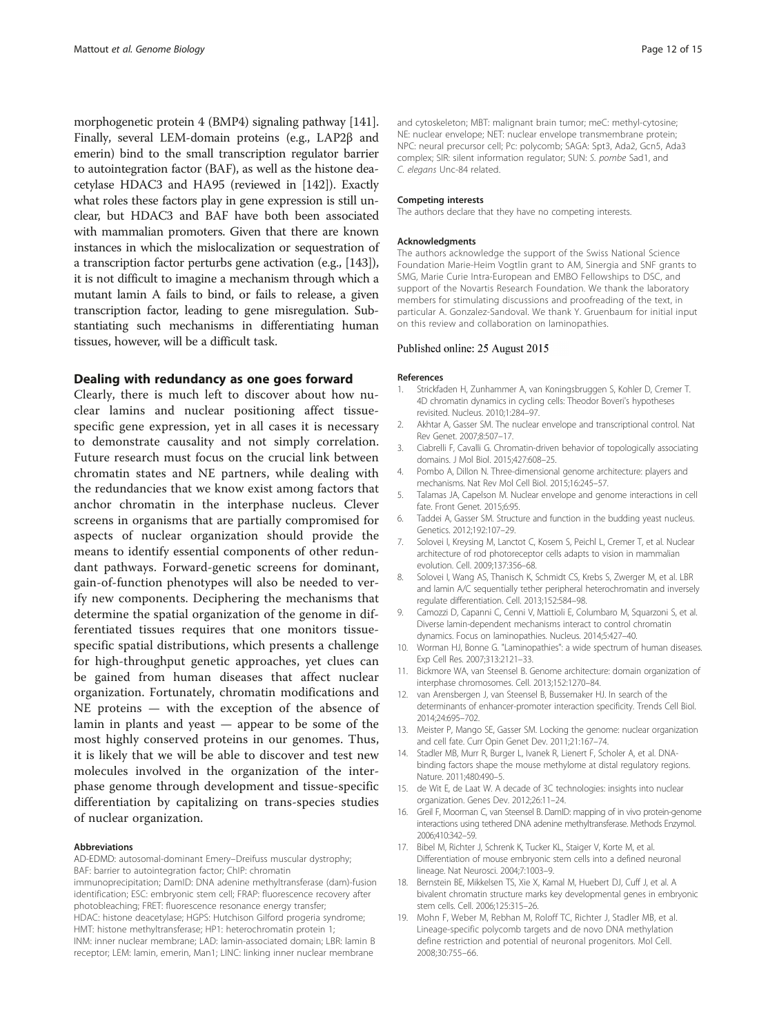morphogenetic protein 4 (BMP4) signaling pathway [141]. Finally, several LEM-domain proteins (e.g., LAP2β and emerin) bind to the small transcription regulator barrier to autointegration factor (BAF), as well as the histone deacetylase HDAC3 and HA95 (reviewed in [142]). Exactly what roles these factors play in gene expression is still unclear, but HDAC3 and BAF have both been associated with mammalian promoters. Given that there are known instances in which the mislocalization or sequestration of a transcription factor perturbs gene activation (e.g., [143]), it is not difficult to imagine a mechanism through which a mutant lamin A fails to bind, or fails to release, a given transcription factor, leading to gene misregulation. Substantiating such mechanisms in differentiating human tissues, however, will be a difficult task.

## Dealing with redundancy as one goes forward

Clearly, there is much left to discover about how nuclear lamins and nuclear positioning affect tissue-specific gene expression, yet in all cases it is necessary to demonstrate causality and not simply correlation. Future research must focus on the crucial link between chromatin states and NE partners, while dealing with the redundancies that we know exist among factors that anchor chromatin in the interphase nucleus. Clever screens in organisms that are partially compromised for aspects of nuclear organization should provide the means to identify essential components of other redundant pathways. Forward-genetic screens for dominant, gain-of-function phenotypes will also be needed to verify new components. Deciphering the mechanisms that determine the spatial organization of the genome in differentiated tissues requires that one monitors tissue-specific spatial distributions, which presents a challenge for high-throughput genetic approaches, yet clues can be gained from human diseases that affect nuclear organization. Fortunately, chromatin modifications and NE proteins — with the exception of the absence of lamin in plants and yeast — appear to be some of the most highly conserved proteins in our genomes. Thus, it is likely that we will be able to discover and test new molecules involved in the organization of the interphase genome through development and tissue-specific differentiation by capitalizing on trans-species studies of nuclear organization.

#### Abbreviations

AD-EDMD: autosomal-dominant Emery–Dreifuss muscular dystrophy; BAF: barrier to autointegration factor; ChIP: chromatin immunoprecipitation; DamID: DNA adenine methyltransferase (dam)-fusion identification; ESC: embryonic stem cell; FRAP: fluorescence recovery after photobleaching; FRET: fluorescence resonance energy transfer; HDAC: histone deacetylase; HGPS: Hutchison Gilford progeria syndrome; HMT: histone methyltransferase; HP1: heterochromatin protein 1; INM: inner nuclear membrane; LAD: lamin-associated domain; LBR: lamin B receptor; LEM: lamin, emerin, Man1; LINC: linking inner nuclear membrane and cytoskeleton; MBT: malignant brain tumor; meC: methyl-cytosine; NE: nuclear envelope; NET: nuclear envelope transmembrane protein; NPC: neural precursor cell; Pc: polycomb; SAGA: Spt3, Ada2, Gcn5, Ada3 complex; SIR: silent information regulator; SUN: *S. pombe* Sad1, and *C. elegans* Unc-84 related.

#### Competing interests

The authors declare that they have no competing interests.

#### Acknowledgments

The authors acknowledge the support of the Swiss National Science Foundation Marie-Heim Vogtlin grant to AM, Sinergia and SNF grants to SMG, Marie Curie Intra-European and EMBO Fellowships to DSC, and support of the Novartis Research Foundation. We thank the laboratory members for stimulating discussions and proofreading of the text, in particular A. Gonzalez-Sandoval. We thank Y. Gruenbaum for initial input on this review and collaboration on laminopathies.

Published online: 25 August 2015

#### References

1. Strickfaden H, Zunhammer A, van Koningsbruggen S, Kohler D, Cremer T. 4D chromatin dynamics in cycling cells: Theodor Boveri's hypotheses revisited. Nucleus. 2010;1:284–97.
2. Akhtar A, Gasser SM. The nuclear envelope and transcriptional control. Nat Rev Genet. 2007;8:507–17.
3. Ciabrelli F, Cavalli G. Chromatin-driven behavior of topologically associating domains. J Mol Biol. 2015;427:608–25.
4. Pombo A, Dillon N. Three-dimensional genome architecture: players and mechanisms. Nat Rev Mol Cell Biol. 2015;16:245–57.
5. Talamas JA, Capelson M. Nuclear envelope and genome interactions in cell fate. Front Genet. 2015;6:95.
6. Taddei A, Gasser SM. Structure and function in the budding yeast nucleus. Genetics. 2012;192:107–29.
7. Solovei I, Kreysing M, Lanctot C, Kosem S, Peichl L, Cremer T, et al. Nuclear architecture of rod photoreceptor cells adapts to vision in mammalian evolution. Cell. 2009;137:356–68.
8. Solovei I, Wang AS, Thanisch K, Schmidt CS, Krebs S, Zwerger M, et al. LBR and lamin A/C sequentially tether peripheral heterochromatin and inversely regulate differentiation. Cell. 2013;152:584–98.
9. Camozzi D, Capanni C, Cenni V, Mattioli E, Columbaro M, Squarzoni S, et al. Diverse lamin-dependent mechanisms interact to control chromatin dynamics. Focus on laminopathies. Nucleus. 2014;5:427–40.
10. Worman HJ, Bonne G. "Laminopathies": a wide spectrum of human diseases. Exp Cell Res. 2007;313:2121–33.
11. Bickmore WA, van Steensel B. Genome architecture: domain organization of interphase chromosomes. Cell. 2013;152:1270–84.
12. van Arensbergen J, van Steensel B, Bussemaker HJ. In search of the determinants of enhancer-promoter interaction specificity. Trends Cell Biol. 2014;24:695–702.
13. Meister P, Mango SE, Gasser SM. Locking the genome: nuclear organization and cell fate. Curr Opin Genet Dev. 2011;21:167–74.
14. Stadler MB, Murr R, Burger L, Ivanek R, Lienert F, Scholer A, et al. DNA-binding factors shape the mouse methylome at distal regulatory regions. Nature. 2011;480:490–5.
15. de Wit E, de Laat W. A decade of 3C technologies: insights into nuclear organization. Genes Dev. 2012;26:11–24.
16. Greil F, Moorman C, van Steensel B. DamID: mapping of in vivo protein-genome interactions using tethered DNA adenine methyltransferase. Methods Enzymol. 2006;410:342–59.
17. Bibel M, Richter J, Schrenk K, Tucker KL, Staiger V, Korte M, et al. Differentiation of mouse embryonic stem cells into a defined neuronal lineage. Nat Neurosci. 2004;7:1003–9.
18. Bernstein BE, Mikkelsen TS, Xie X, Kamal M, Huebert DJ, Cuff J, et al. A bivalent chromatin structure marks key developmental genes in embryonic stem cells. Cell. 2006;125:315–26.
19. Mohn F, Weber M, Rebhan M, Roloff TC, Richter J, Stadler MB, et al. Lineage-specific polycomb targets and de novo DNA methylation define restriction and potential of neuronal progenitors. Mol Cell. 2008;30:755–66.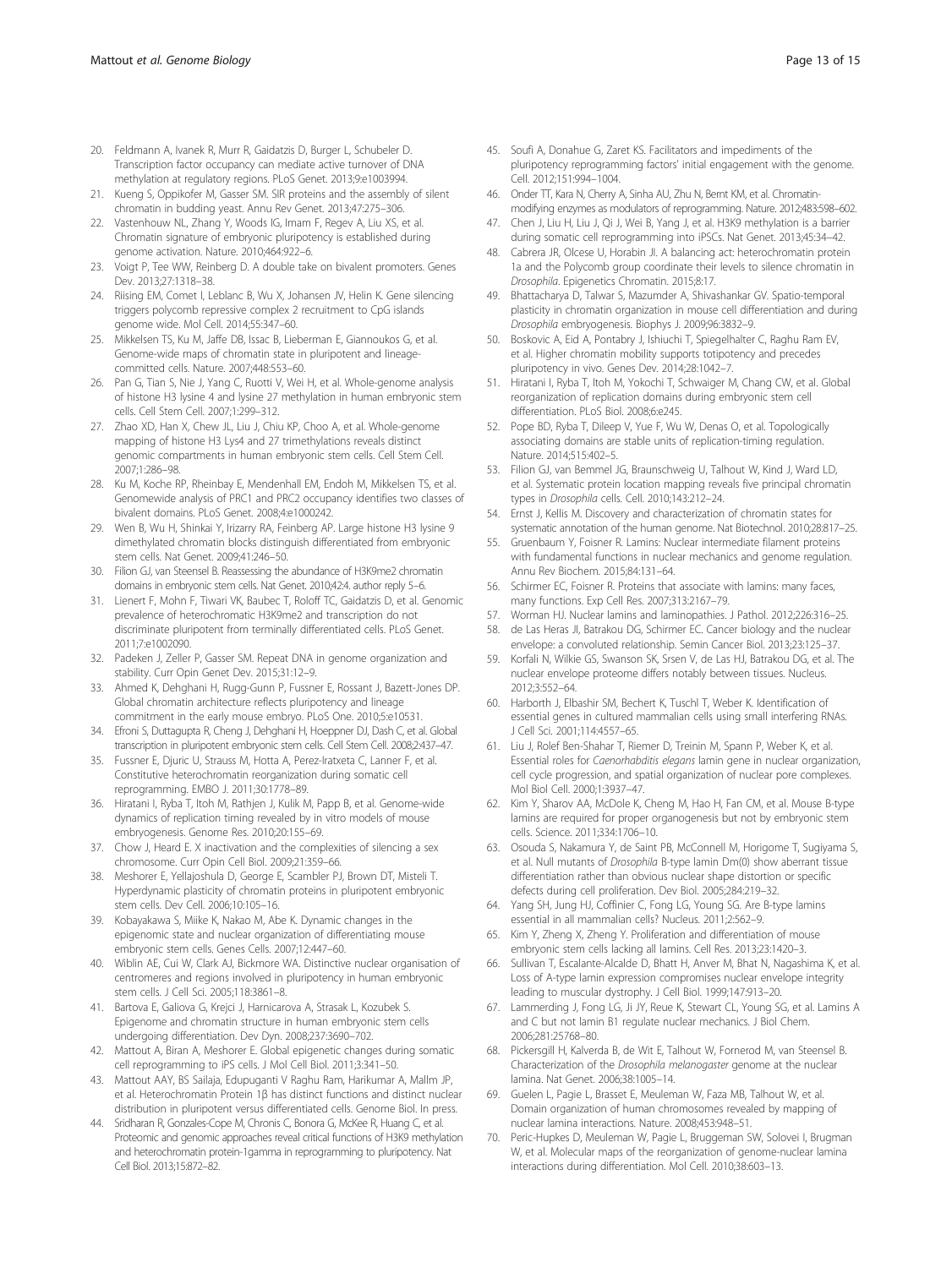20. Feldmann A, Ivanek R, Murr R, Gaidatzis D, Burger L, Schubeler D. Transcription factor occupancy can mediate active turnover of DNA methylation at regulatory regions. PLoS Genet. 2013;9:e1003994.
21. Kueng S, Oppikofer M, Gasser SM. SIR proteins and the assembly of silent chromatin in budding yeast. Annu Rev Genet. 2013;47:275–306.
22. Vastenhouw NL, Zhang Y, Woods IG, Imam F, Regev A, Liu XS, et al. Chromatin signature of embryonic pluripotency is established during genome activation. Nature. 2010;464:922–6.
23. Voigt P, Tee WW, Reinberg D. A double take on bivalent promoters. Genes Dev. 2013;27:1318–38.
24. Riising EM, Comet I, Leblanc B, Wu X, Johansen JV, Helin K. Gene silencing triggers polycomb repressive complex 2 recruitment to CpG islands genome wide. Mol Cell. 2014;55:347–60.
25. Mikkelsen TS, Ku M, Jaffe DB, Issac B, Lieberman E, Giannoukos G, et al. Genome-wide maps of chromatin state in pluripotent and lineage-committed cells. Nature. 2007;448:553–60.
26. Pan G, Tian S, Nie J, Yang C, Ruotti V, Wei H, et al. Whole-genome analysis of histone H3 lysine 4 and lysine 27 methylation in human embryonic stem cells. Cell Stem Cell. 2007;1:299–312.
27. Zhao XD, Han X, Chew JL, Liu J, Chiu KP, Choo A, et al. Whole-genome mapping of histone H3 Lys4 and 27 trimethylations reveals distinct genomic compartments in human embryonic stem cells. Cell Stem Cell. 2007;1:286–98.
28. Ku M, Koche RP, Rheinbay E, Mendenhall EM, Endoh M, Mikkelsen TS, et al. Genomewide analysis of PRC1 and PRC2 occupancy identifies two classes of bivalent domains. PLoS Genet. 2008;4:e1000242.
29. Wen B, Wu H, Shinkai Y, Irizarry RA, Feinberg AP. Large histone H3 lysine 9 dimethylated chromatin blocks distinguish differentiated from embryonic stem cells. Nat Genet. 2009;41:246–50.
30. Filion GJ, van Steensel B. Reassessing the abundance of H3K9me2 chromatin domains in embryonic stem cells. Nat Genet. 2010;42:4. author reply 5–6.
31. Lienert F, Mohn F, Tiwari VK, Baubec T, Roloff TC, Gaidatzis D, et al. Genomic prevalence of heterochromatic H3K9me2 and transcription do not discriminate pluripotent from terminally differentiated cells. PLoS Genet. 2011;7:e1002090.
32. Padeken J, Zeller P, Gasser SM. Repeat DNA in genome organization and stability. Curr Opin Genet Dev. 2015;31:12–9.
33. Ahmed K, Dehghani H, Rugg-Gunn P, Fussner E, Rossant J, Bazett-Jones DP. Global chromatin architecture reflects pluripotency and lineage commitment in the early mouse embryo. PLoS One. 2010;5:e10531.
34. Efroni S, Duttagupta R, Cheng J, Dehghani H, Hoeppner DJ, Dash C, et al. Global transcription in pluripotent embryonic stem cells. Cell Stem Cell. 2008;2:437–47.
35. Fussner E, Djuric U, Strauss M, Hotta A, Perez-Iratxeta C, Lanner F, et al. Constitutive heterochromatin reorganization during somatic cell reprogramming. EMBO J. 2011;30:1778–89.
36. Hiratani I, Ryba T, Itoh M, Rathjen J, Kulik M, Papp B, et al. Genome-wide dynamics of replication timing revealed by in vitro models of mouse embryogenesis. Genome Res. 2010;20:155–69.
37. Chow J, Heard E. X inactivation and the complexities of silencing a sex chromosome. Curr Opin Cell Biol. 2009;21:359–66.
38. Meshorer E, Yellajoshula D, George E, Scambler PJ, Brown DT, Misteli T. Hyperdynamic plasticity of chromatin proteins in pluripotent embryonic stem cells. Dev Cell. 2006;10:105–16.
39. Kobayakawa S, Miike K, Nakao M, Abe K. Dynamic changes in the epigenomic state and nuclear organization of differentiating mouse embryonic stem cells. Genes Cells. 2007;12:447–60.
40. Wiblin AE, Cui W, Clark AJ, Bickmore WA. Distinctive nuclear organisation of centromeres and regions involved in pluripotency in human embryonic stem cells. J Cell Sci. 2005;118:3861–8.
41. Bartova E, Galiova G, Krejci J, Harnicarova A, Strasak L, Kozubek S. Epigenome and chromatin structure in human embryonic stem cells undergoing differentiation. Dev Dyn. 2008;237:3690–702.
42. Mattout A, Biran A, Meshorer E. Global epigenetic changes during somatic cell reprogramming to iPS cells. J Mol Cell Biol. 2011;3:341–50.
43. Mattout AAY, BS Sailaja, Edupuganti V Raghu Ram, Harikumar A, Mallm JP, et al. Heterochromatin Protein 1β has distinct functions and distinct nuclear distribution in pluripotent versus differentiated cells. Genome Biol. In press.
44. Sridharan R, Gonzales-Cope M, Chronis C, Bonora G, McKee R, Huang C, et al. Proteomic and genomic approaches reveal critical functions of H3K9 methylation and heterochromatin protein-1gamma in reprogramming to pluripotency. Nat Cell Biol. 2013;15:872–82.
45. Soufi A, Donahue G, Zaret KS. Facilitators and impediments of the pluripotency reprogramming factors' initial engagement with the genome. Cell. 2012;151:994–1004.
46. Onder TT, Kara N, Cherry A, Sinha AU, Zhu N, Bernt KM, et al. Chromatin-modifying enzymes as modulators of reprogramming. Nature. 2012;483:598–602.
47. Chen J, Liu H, Liu J, Qi J, Wei B, Yang J, et al. H3K9 methylation is a barrier during somatic cell reprogramming into iPSCs. Nat Genet. 2013;45:34–42.
48. Cabrera JR, Olcese U, Horabin JI. A balancing act: heterochromatin protein 1a and the Polycomb group coordinate their levels to silence chromatin in *Drosophila*. Epigenetics Chromatin. 2015;8:17.
49. Bhattacharya D, Talwar S, Mazumder A, Shivashankar GV. Spatio-temporal plasticity in chromatin organization in mouse cell differentiation and during *Drosophila* embryogenesis. Biophys J. 2009;96:3832–9.
50. Boskovic A, Eid A, Pontabry J, Ishiuchi T, Spiegelhalter C, Raghu Ram EV, et al. Higher chromatin mobility supports totipotency and precedes pluripotency in vivo. Genes Dev. 2014;28:1042–7.
51. Hiratani I, Ryba T, Itoh M, Yokochi T, Schwaiger M, Chang CW, et al. Global reorganization of replication domains during embryonic stem cell differentiation. PLoS Biol. 2008;6:e245.
52. Pope BD, Ryba T, Dileep V, Yue F, Wu W, Denas O, et al. Topologically associating domains are stable units of replication-timing regulation. Nature. 2014;515:402–5.
53. Filion GJ, van Bemmel JG, Braunschweig U, Talhout W, Kind J, Ward LD, et al. Systematic protein location mapping reveals five principal chromatin types in *Drosophila* cells. Cell. 2010;143:212–24.
54. Ernst J, Kellis M. Discovery and characterization of chromatin states for systematic annotation of the human genome. Nat Biotechnol. 2010;28:817–25.
55. Gruenbaum Y, Foisner R. Lamins: Nuclear intermediate filament proteins with fundamental functions in nuclear mechanics and genome regulation. Annu Rev Biochem. 2015;84:131–64.
56. Schirmer EC, Foisner R. Proteins that associate with lamins: many faces, many functions. Exp Cell Res. 2007;313:2167–79.
57. Worman HJ. Nuclear lamins and laminopathies. J Pathol. 2012;226:316–25.
58. de Las Heras JI, Batrakou DG, Schirmer EC. Cancer biology and the nuclear envelope: a convoluted relationship. Semin Cancer Biol. 2013;23:125–37.
59. Korfali N, Wilkie GS, Swanson SK, Srsen V, de Las HJ, Batrakou DG, et al. The nuclear envelope proteome differs notably between tissues. Nucleus. 2012;3:552–64.
60. Harborth J, Elbashir SM, Bechert K, Tuschl T, Weber K. Identification of essential genes in cultured mammalian cells using small interfering RNAs. J Cell Sci. 2001;114:4557–65.
61. Liu J, Rolef Ben-Shahar T, Riemer D, Treinin M, Spann P, Weber K, et al. Essential roles for *Caenorhabditis elegans* lamin gene in nuclear organization, cell cycle progression, and spatial organization of nuclear pore complexes. Mol Biol Cell. 2000;11:3937–47.
62. Kim Y, Sharov AA, McDole K, Cheng M, Hao H, Fan CM, et al. Mouse B-type lamins are required for proper organogenesis but not by embryonic stem cells. Science. 2011;334:1706–10.
63. Osouda S, Nakamura Y, de Saint PB, McConnell M, Horigome T, Sugiyama S, et al. Null mutants of *Drosophila* B-type lamin Dm(0) show aberrant tissue differentiation rather than obvious nuclear shape distortion or specific defects during cell proliferation. Dev Biol. 2005;284:219–32.
64. Yang SH, Jung HJ, Coffinier C, Fong LG, Young SG. Are B-type lamins essential in all mammalian cells? Nucleus. 2011;2:562–9.
65. Kim Y, Zheng X, Zheng Y. Proliferation and differentiation of mouse embryonic stem cells lacking all lamins. Cell Res. 2013;23:1420–3.
66. Sullivan T, Escalante-Alcalde D, Bhatt H, Anver M, Bhat N, Nagashima K, et al. Loss of A-type lamin expression compromises nuclear envelope integrity leading to muscular dystrophy. J Cell Biol. 1999;147:913–20.
67. Lammerding J, Fong LG, Ji JY, Reue K, Stewart CL, Young SG, et al. Lamins A and C but not lamin B1 regulate nuclear mechanics. J Biol Chem. 2006;281:25768–80.
68. Pickersgill H, Kalverda B, de Wit E, Talhout W, Fornerod M, van Steensel B. Characterization of the *Drosophila melanogaster* genome at the nuclear lamina. Nat Genet. 2006;38:1005–14.
69. Guelen L, Pagie L, Brasset E, Meuleman W, Faza MB, Talhout W, et al. Domain organization of human chromosomes revealed by mapping of nuclear lamina interactions. Nature. 2008;453:948–51.
70. Peric-Hupkes D, Meuleman W, Pagie L, Bruggeman SW, Solovei I, Brugman W, et al. Molecular maps of the reorganization of genome-nuclear lamina interactions during differentiation. Mol Cell. 2010;38:603–13.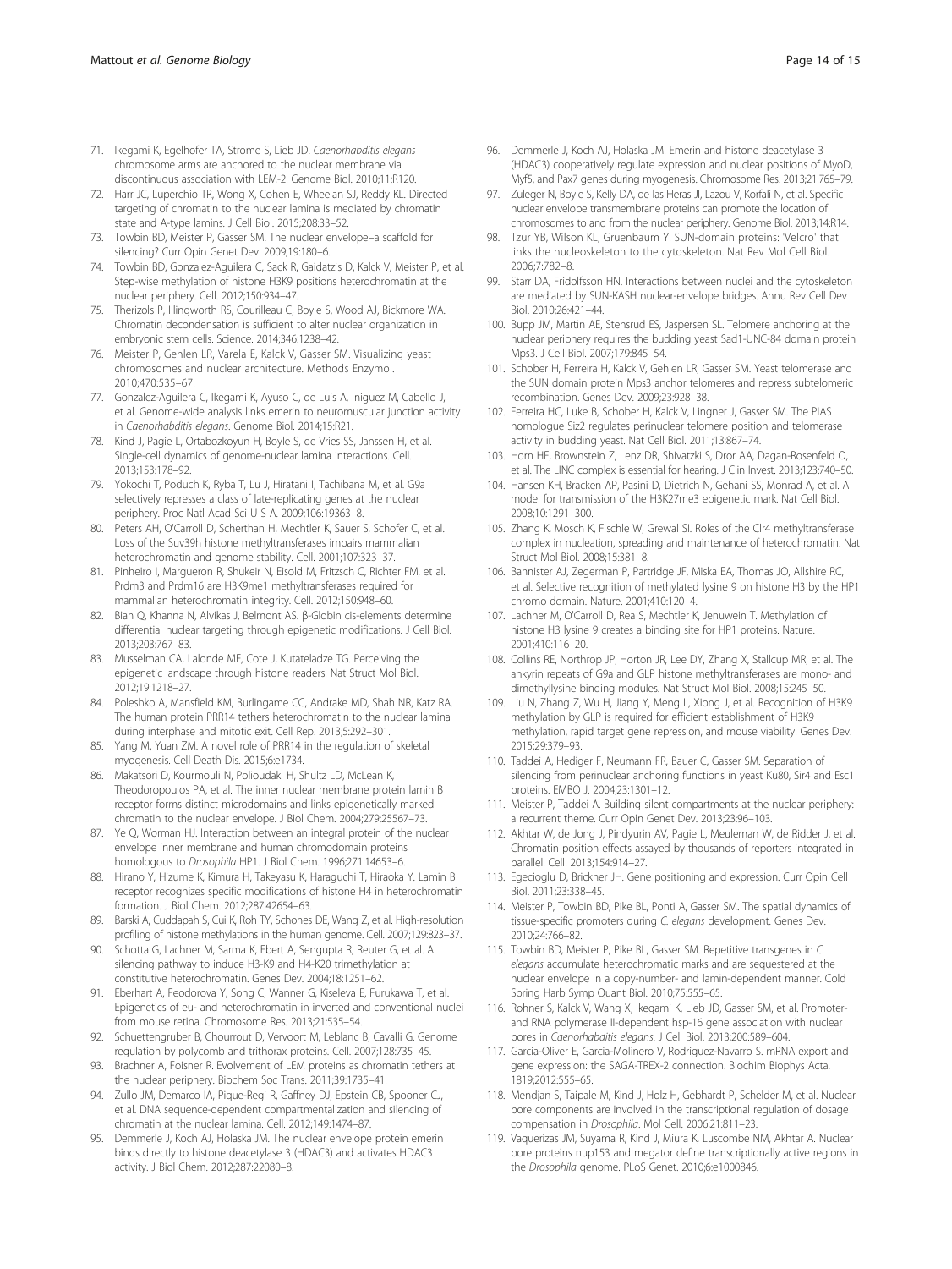71. Ikegami K, Egelhofer TA, Strome S, Lieb JD. *Caenorhabditis elegans* chromosome arms are anchored to the nuclear membrane via discontinuous association with LEM-2. Genome Biol. 2010;11:R120.
72. Harr JC, Luperchio TR, Wong X, Cohen E, Wheelan SJ, Reddy KL. Directed targeting of chromatin to the nuclear lamina is mediated by chromatin state and A-type lamins. J Cell Biol. 2015;208:33–52.
73. Towbin BD, Meister P, Gasser SM. The nuclear envelope–a scaffold for silencing? Curr Opin Genet Dev. 2009;19:180–6.
74. Towbin BD, Gonzalez-Aguilera C, Sack R, Gaidatzis D, Kalck V, Meister P, et al. Step-wise methylation of histone H3K9 positions heterochromatin at the nuclear periphery. Cell. 2012;150:934–47.
75. Therizols P, Illingworth RS, Courilleau C, Boyle S, Wood AJ, Bickmore WA. Chromatin decondensation is sufficient to alter nuclear organization in embryonic stem cells. Science. 2014;346:1238–42.
76. Meister P, Gehlen LR, Varela E, Kalck V, Gasser SM. Visualizing yeast chromosomes and nuclear architecture. Methods Enzymol. 2010;470:535–67.
77. Gonzalez-Aguilera C, Ikegami K, Ayuso C, de Luis A, Iniguez M, Cabello J, et al. Genome-wide analysis links emerin to neuromuscular junction activity in *Caenorhabditis elegans*. Genome Biol. 2014;15:R21.
78. Kind J, Pagie L, Ortabozkoyun H, Boyle S, de Vries SS, Janssen H, et al. Single-cell dynamics of genome-nuclear lamina interactions. Cell. 2013;153:178–92.
79. Yokochi T, Poduch K, Ryba T, Lu J, Hiratani I, Tachibana M, et al. G9a selectively represses a class of late-replicating genes at the nuclear periphery. Proc Natl Acad Sci U S A. 2009;106:19363–8.
80. Peters AH, O'Carroll D, Scherthan H, Mechtler K, Sauer S, Schofer C, et al. Loss of the Suv39h histone methyltransferases impairs mammalian heterochromatin and genome stability. Cell. 2001;107:323–37.
81. Pinheiro I, Margueron R, Shukeir N, Eisold M, Fritzsch C, Richter FM, et al. Prdm3 and Prdm16 are H3K9me1 methyltransferases required for mammalian heterochromatin integrity. Cell. 2012;150:948–60.
82. Bian Q, Khanna N, Alvikas J, Belmont AS. β-Globin cis-elements determine differential nuclear targeting through epigenetic modifications. J Cell Biol. 2013;203:767–83.
83. Musselman CA, Lalonde ME, Cote J, Kutateladze TG. Perceiving the epigenetic landscape through histone readers. Nat Struct Mol Biol. 2012;19:1218–27.
84. Poleshko A, Mansfield KM, Burlingame CC, Andrake MD, Shah NR, Katz RA. The human protein PRR14 tethers heterochromatin to the nuclear lamina during interphase and mitotic exit. Cell Rep. 2013;5:292–301.
85. Yang M, Yuan ZM. A novel role of PRR14 in the regulation of skeletal myogenesis. Cell Death Dis. 2015;6:e1734.
86. Makatsori D, Kourmouli N, Polioudaki H, Shultz LD, McLean K, Theodoropoulos PA, et al. The inner nuclear membrane protein lamin B receptor forms distinct microdomains and links epigenetically marked chromatin to the nuclear envelope. J Biol Chem. 2004;279:25567–73.
87. Ye Q, Worman HJ. Interaction between an integral protein of the nuclear envelope inner membrane and human chromodomain proteins homologous to *Drosophila* HP1. J Biol Chem. 1996;271:14653–6.
88. Hirano Y, Hizume K, Kimura H, Takeyasu K, Haraguchi T, Hiraoka Y. Lamin B receptor recognizes specific modifications of histone H4 in heterochromatin formation. J Biol Chem. 2012;287:42654–63.
89. Barski A, Cuddapah S, Cui K, Roh TY, Schones DE, Wang Z, et al. High-resolution profiling of histone methylations in the human genome. Cell. 2007;129:823–37.
90. Schotta G, Lachner M, Sarma K, Ebert A, Sengupta R, Reuter G, et al. A silencing pathway to induce H3-K9 and H4-K20 trimethylation at constitutive heterochromatin. Genes Dev. 2004;18:1251–62.
91. Eberhart A, Feodorova Y, Song C, Wanner G, Kiseleva E, Furukawa T, et al. Epigenetics of eu- and heterochromatin in inverted and conventional nuclei from mouse retina. Chromosome Res. 2013;21:535–54.
92. Schuettengruber B, Chourrout D, Vervoort M, Leblanc B, Cavalli G. Genome regulation by polycomb and trithorax proteins. Cell. 2007;128:735–45.
93. Brachner A, Foisner R. Evolvement of LEM proteins as chromatin tethers at the nuclear periphery. Biochem Soc Trans. 2011;39:1735–41.
94. Zullo JM, Demarco IA, Pique-Regi R, Gaffney DJ, Epstein CB, Spooner CJ, et al. DNA sequence-dependent compartmentalization and silencing of chromatin at the nuclear lamina. Cell. 2012;149:1474–87.
95. Demmerle J, Koch AJ, Holaska JM. The nuclear envelope protein emerin binds directly to histone deacetylase 3 (HDAC3) and activates HDAC3 activity. J Biol Chem. 2012;287:22080–8.
96. Demmerle J, Koch AJ, Holaska JM. Emerin and histone deacetylase 3 (HDAC3) cooperatively regulate expression and nuclear positions of MyoD, Myf5, and Pax7 genes during myogenesis. Chromosome Res. 2013;21:765–79.
97. Zuleger N, Boyle S, Kelly DA, de las Heras JI, Lazou V, Korfali N, et al. Specific nuclear envelope transmembrane proteins can promote the location of chromosomes to and from the nuclear periphery. Genome Biol. 2013;14:R14.
98. Tzur YB, Wilson KL, Gruenbaum Y. SUN-domain proteins: 'Velcro' that links the nucleoskeleton to the cytoskeleton. Nat Rev Mol Cell Biol. 2006;7:782–8.
99. Starr DA, Fridolfsson HN. Interactions between nuclei and the cytoskeleton are mediated by SUN-KASH nuclear-envelope bridges. Annu Rev Cell Dev Biol. 2010;26:421–44.
100. Bupp JM, Martin AE, Stensrud ES, Jaspersen SL. Telomere anchoring at the nuclear periphery requires the budding yeast Sad1-UNC-84 domain protein Mps3. J Cell Biol. 2007;179:845–54.
101. Schober H, Ferreira H, Kalck V, Gehlen LR, Gasser SM. Yeast telomerase and the SUN domain protein Mps3 anchor telomeres and repress subtelomeric recombination. Genes Dev. 2009;23:928–38.
102. Ferreira HC, Luke B, Schober H, Kalck V, Lingner J, Gasser SM. The PIAS homologue Siz2 regulates perinuclear telomere position and telomerase activity in budding yeast. Nat Cell Biol. 2011;13:867–74.
103. Horn HF, Brownstein Z, Lenz DR, Shivatzki S, Dror AA, Dagan-Rosenfeld O, et al. The LINC complex is essential for hearing. J Clin Invest. 2013;123:740–50.
104. Hansen KH, Bracken AP, Pasini D, Dietrich N, Gehani SS, Monrad A, et al. A model for transmission of the H3K27me3 epigenetic mark. Nat Cell Biol. 2008;10:1291–300.
105. Zhang K, Mosch K, Fischle W, Grewal SI. Roles of the Clr4 methyltransferase complex in nucleation, spreading and maintenance of heterochromatin. Nat Struct Mol Biol. 2008;15:381–8.
106. Bannister AJ, Zegerman P, Partridge JF, Miska EA, Thomas JO, Allshire RC, et al. Selective recognition of methylated lysine 9 on histone H3 by the HP1 chromo domain. Nature. 2001;410:120–4.
107. Lachner M, O'Carroll D, Rea S, Mechtler K, Jenuwein T. Methylation of histone H3 lysine 9 creates a binding site for HP1 proteins. Nature. 2001;410:116–20.
108. Collins RE, Northrop JP, Horton JR, Lee DY, Zhang X, Stallcup MR, et al. The ankyrin repeats of G9a and GLP histone methyltransferases are mono- and dimethyllysine binding modules. Nat Struct Mol Biol. 2008;15:245–50.
109. Liu N, Zhang Z, Wu H, Jiang Y, Meng L, Xiong J, et al. Recognition of H3K9 methylation by GLP is required for efficient establishment of H3K9 methylation, rapid target gene repression, and mouse viability. Genes Dev. 2015;29:379–93.
110. Taddei A, Hediger F, Neumann FR, Bauer C, Gasser SM. Separation of silencing from perinuclear anchoring functions in yeast Ku80, Sir4 and Esc1 proteins. EMBO J. 2004;23:1301–12.
111. Meister P, Taddei A. Building silent compartments at the nuclear periphery: a recurrent theme. Curr Opin Genet Dev. 2013;23:96–103.
112. Akhtar W, de Jong J, Pindyurin AV, Pagie L, Meuleman W, de Ridder J, et al. Chromatin position effects assayed by thousands of reporters integrated in parallel. Cell. 2013;154:914–27.
113. Egecioglu D, Brickner JH. Gene positioning and expression. Curr Opin Cell Biol. 2011;23:338–45.
114. Meister P, Towbin BD, Pike BL, Ponti A, Gasser SM. The spatial dynamics of tissue-specific promoters during *C. elegans* development. Genes Dev. 2010;24:766–82.
115. Towbin BD, Meister P, Pike BL, Gasser SM. Repetitive transgenes in *C. elegans* accumulate heterochromatic marks and are sequestered at the nuclear envelope in a copy-number- and lamin-dependent manner. Cold Spring Harb Symp Quant Biol. 2010;75:555–65.
116. Rohner S, Kalck V, Wang X, Ikegami K, Lieb JD, Gasser SM, et al. Promoter- and RNA polymerase II-dependent hsp-16 gene association with nuclear pores in *Caenorhabditis elegans*. J Cell Biol. 2013;200:589–604.
117. Garcia-Oliver E, Garcia-Molinero V, Rodriguez-Navarro S. mRNA export and gene expression: the SAGA-TREX-2 connection. Biochim Biophys Acta. 1819;2012:555–65.
118. Mendjan S, Taipale M, Kind J, Holz H, Gebhardt P, Schelder M, et al. Nuclear pore components are involved in the transcriptional regulation of dosage compensation in *Drosophila*. Mol Cell. 2006;21:811–23.
119. Vaquerizas JM, Suyama R, Kind J, Miura K, Luscombe NM, Akhtar A. Nuclear pore proteins nup153 and megator define transcriptionally active regions in the *Drosophila* genome. PLoS Genet. 2010;6:e1000846.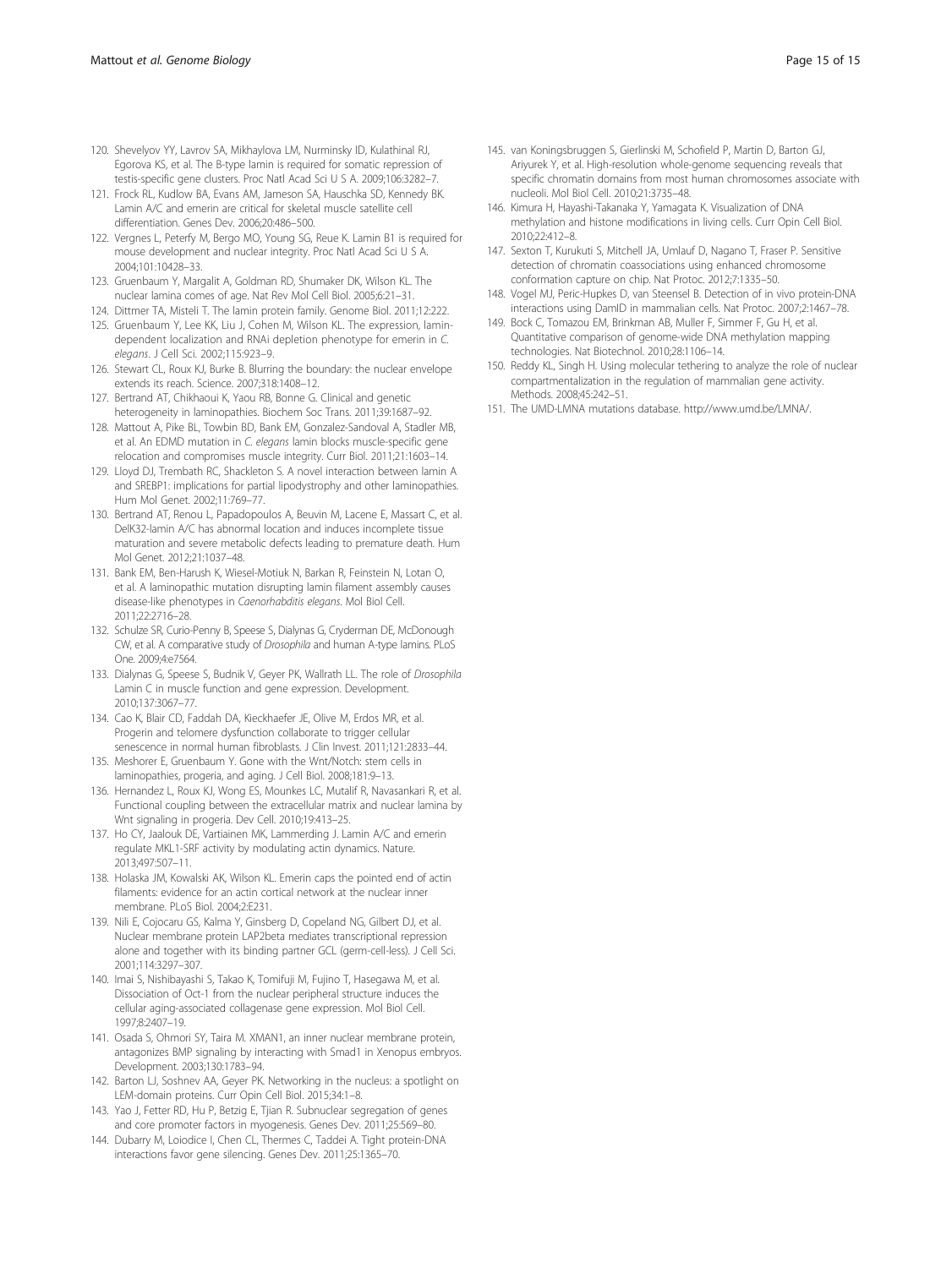120. Shevelyov YY, Lavrov SA, Mikhaylova LM, Nurminsky ID, Kulathinal RJ, Egorova KS, et al. The B-type lamin is required for somatic repression of testis-specific gene clusters. Proc Natl Acad Sci U S A. 2009;106:3282–7.
121. Frock RL, Kudlow BA, Evans AM, Jameson SA, Hauschka SD, Kennedy BK. Lamin A/C and emerin are critical for skeletal muscle satellite cell differentiation. Genes Dev. 2006;20:486–500.
122. Vergnes L, Peterfy M, Bergo MO, Young SG, Reue K. Lamin B1 is required for mouse development and nuclear integrity. Proc Natl Acad Sci U S A. 2004;101:10428–33.
123. Gruenbaum Y, Margalit A, Goldman RD, Shumaker DK, Wilson KL. The nuclear lamina comes of age. Nat Rev Mol Cell Biol. 2005;6:21–31.
124. Dittmer TA, Misteli T. The lamin protein family. Genome Biol. 2011;12:222.
125. Gruenbaum Y, Lee KK, Liu J, Cohen M, Wilson KL. The expression, lamin-dependent localization and RNAi depletion phenotype for emerin in *C. elegans*. J Cell Sci. 2002;115:923–9.
126. Stewart CL, Roux KJ, Burke B. Blurring the boundary: the nuclear envelope extends its reach. Science. 2007;318:1408–12.
127. Bertrand AT, Chikhaoui K, Yaou RB, Bonne G. Clinical and genetic heterogeneity in laminopathies. Biochem Soc Trans. 2011;39:1687–92.
128. Mattout A, Pike BL, Towbin BD, Bank EM, Gonzalez-Sandoval A, Stadler MB, et al. An EDMD mutation in *C. elegans* lamin blocks muscle-specific gene relocation and compromises muscle integrity. Curr Biol. 2011;21:1603–14.
129. Lloyd DJ, Trembath RC, Shackleton S. A novel interaction between lamin A and SREBP1: implications for partial lipodystrophy and other laminopathies. Hum Mol Genet. 2002;11:769–77.
130. Bertrand AT, Renou L, Papadopoulos A, Beuvin M, Lacene E, Massart C, et al. DelK32-lamin A/C has abnormal location and induces incomplete tissue maturation and severe metabolic defects leading to premature death. Hum Mol Genet. 2012;21:1037–48.
131. Bank EM, Ben-Harush K, Wiesel-Motiuk N, Barkan R, Feinstein N, Lotan O, et al. A laminopathic mutation disrupting lamin filament assembly causes disease-like phenotypes in *Caenorhabditis elegans*. Mol Biol Cell. 2011;22:2716–28.
132. Schulze SR, Curio-Penny B, Speese S, Dialynas G, Cryderman DE, McDonough CW, et al. A comparative study of *Drosophila* and human A-type lamins. PLoS One. 2009;4:e7564.
133. Dialynas G, Speese S, Budnik V, Geyer PK, Wallrath LL. The role of *Drosophila* Lamin C in muscle function and gene expression. Development. 2010;137:3067–77.
134. Cao K, Blair CD, Faddah DA, Kieckhaefer JE, Olive M, Erdos MR, et al. Progerin and telomere dysfunction collaborate to trigger cellular senescence in normal human fibroblasts. J Clin Invest. 2011;121:2833–44.
135. Meshorer E, Gruenbaum Y. Gone with the Wnt/Notch: stem cells in laminopathies, progeria, and aging. J Cell Biol. 2008;181:9–13.
136. Hernandez L, Roux KJ, Wong ES, Mounkes LC, Mutalif R, Navasankari R, et al. Functional coupling between the extracellular matrix and nuclear lamina by Wnt signaling in progeria. Dev Cell. 2010;19:413–25.
137. Ho CY, Jaalouk DE, Vartiainen MK, Lammerding J. Lamin A/C and emerin regulate MKL1-SRF activity by modulating actin dynamics. Nature. 2013;497:507–11.
138. Holaska JM, Kowalski AK, Wilson KL. Emerin caps the pointed end of actin filaments: evidence for an actin cortical network at the nuclear inner membrane. PLoS Biol. 2004;2:E231.
139. Nili E, Cojocaru GS, Kalma Y, Ginsberg D, Copeland NG, Gilbert DJ, et al. Nuclear membrane protein LAP2beta mediates transcriptional repression alone and together with its binding partner GCL (germ-cell-less). J Cell Sci. 2001;114:3297–307.
140. Imai S, Nishibayashi S, Takao K, Tomifuji M, Fujino T, Hasegawa M, et al. Dissociation of Oct-1 from the nuclear peripheral structure induces the cellular aging-associated collagenase gene expression. Mol Biol Cell. 1997;8:2407–19.
141. Osada S, Ohmori SY, Taira M. XMAN1, an inner nuclear membrane protein, antagonizes BMP signaling by interacting with Smad1 in Xenopus embryos. Development. 2003;130:1783–94.
142. Barton LJ, Soshnev AA, Geyer PK. Networking in the nucleus: a spotlight on LEM-domain proteins. Curr Opin Cell Biol. 2015;34:1–8.
143. Yao J, Fetter RD, Hu P, Betzig E, Tjian R. Subnuclear segregation of genes and core promoter factors in myogenesis. Genes Dev. 2011;25:569–80.
144. Dubarry M, Loiodice I, Chen CL, Thermes C, Taddei A. Tight protein-DNA interactions favor gene silencing. Genes Dev. 2011;25:1365–70.
145. van Koningsbruggen S, Gierlinski M, Schofield P, Martin D, Barton GJ, Ariyurek Y, et al. High-resolution whole-genome sequencing reveals that specific chromatin domains from most human chromosomes associate with nucleoli. Mol Biol Cell. 2010;21:3735–48.
146. Kimura H, Hayashi-Takanaka Y, Yamagata K. Visualization of DNA methylation and histone modifications in living cells. Curr Opin Cell Biol. 2010;22:412–8.
147. Sexton T, Kurukuti S, Mitchell JA, Umlauf D, Nagano T, Fraser P. Sensitive detection of chromatin coassociations using enhanced chromosome conformation capture on chip. Nat Protoc. 2012;7:1335–50.
148. Vogel MJ, Peric-Hupkes D, van Steensel B. Detection of in vivo protein-DNA interactions using DamID in mammalian cells. Nat Protoc. 2007;2:1467–78.
149. Bock C, Tomazou EM, Brinkman AB, Muller F, Simmer F, Gu H, et al. Quantitative comparison of genome-wide DNA methylation mapping technologies. Nat Biotechnol. 2010;28:1106–14.
150. Reddy KL, Singh H. Using molecular tethering to analyze the role of nuclear compartmentalization in the regulation of mammalian gene activity. Methods. 2008;45:242–51.
151. The UMD-LMNA mutations database. http://www.umd.be/LMNA/.